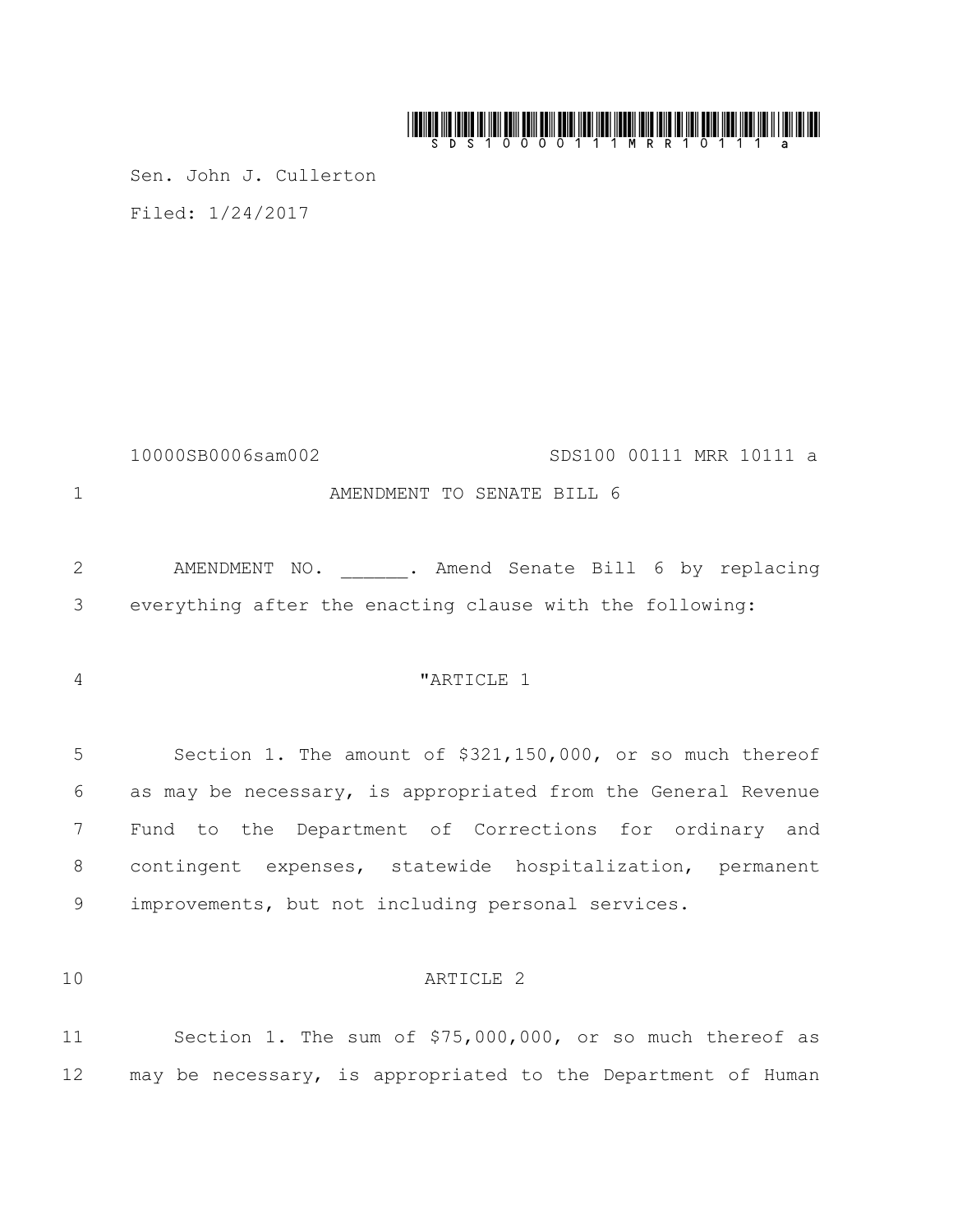Sen. John J. Cullerton

Filed: 1/24/2017

10000SB0006sam002 SDS100 00111 MRR 10111 a

AMENDMENT TO SENATE BILL 6

AMENDMENT NO. ______. Amend Senate Bill 6 by replacing everything after the enacting clause with the following:

"ARTICLE 1

Section 1. The amount of $321,150,000, or so much thereof as may be necessary, is appropriated from the General Revenue Fund to the Department of Corrections for ordinary and contingent expenses, statewide hospitalization, permanent improvements, but not including personal services.

ARTICLE 2

Section 1. The sum of $75,000,000, or so much thereof as may be necessary, is appropriated to the Department of Human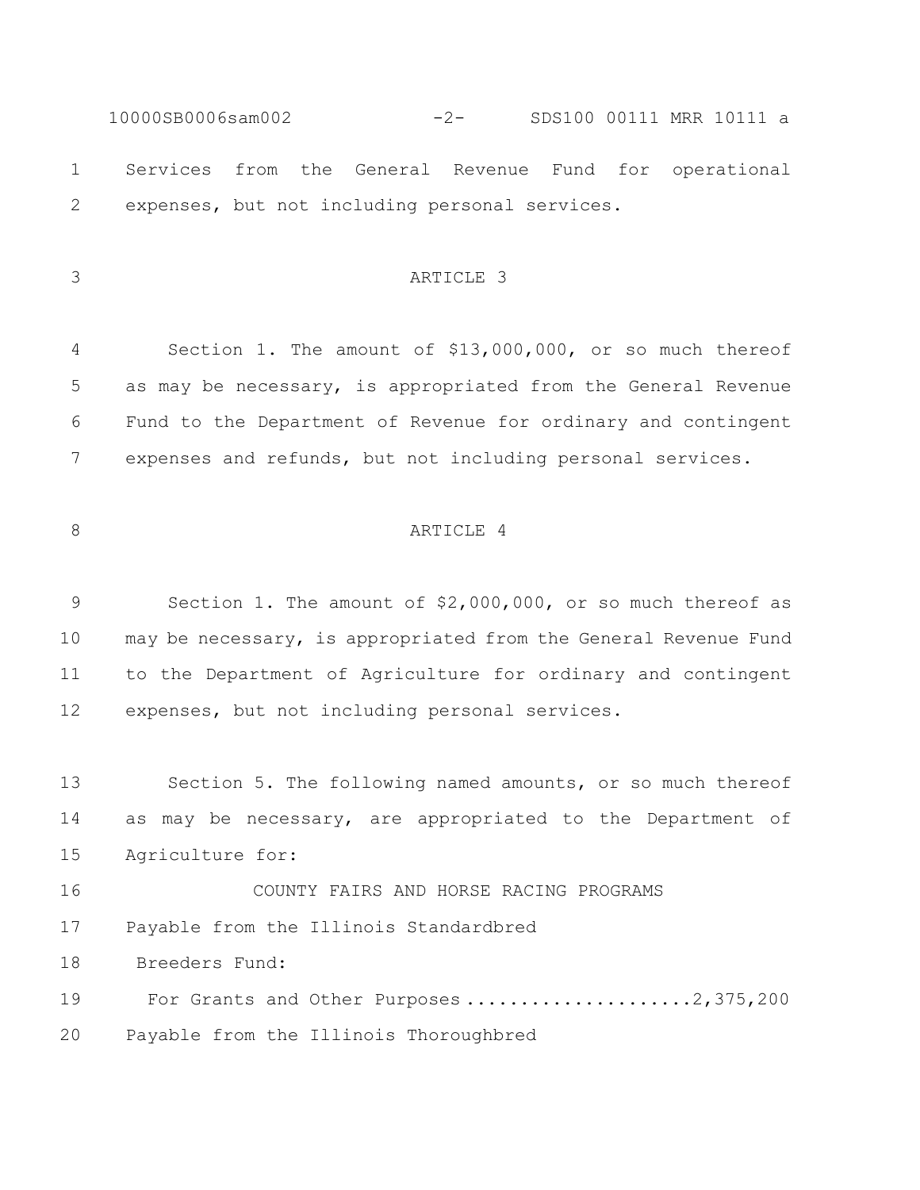Services from the General Revenue Fund for operational expenses, but not including personal services.

## ARTICLE 3

Section 1. The amount of $13,000,000, or so much thereof as may be necessary, is appropriated from the General Revenue Fund to the Department of Revenue for ordinary and contingent expenses and refunds, but not including personal services.

## ARTICLE 4

Section 1. The amount of $2,000,000, or so much thereof as may be necessary, is appropriated from the General Revenue Fund to the Department of Agriculture for ordinary and contingent expenses, but not including personal services.

Section 5. The following named amounts, or so much thereof as may be necessary, are appropriated to the Department of Agriculture for:

COUNTY FAIRS AND HORSE RACING PROGRAMS

Payable from the Illinois Standardbred Breeders Fund:

For Grants and Other Purposes ....................2,375,200

Payable from the Illinois Thoroughbred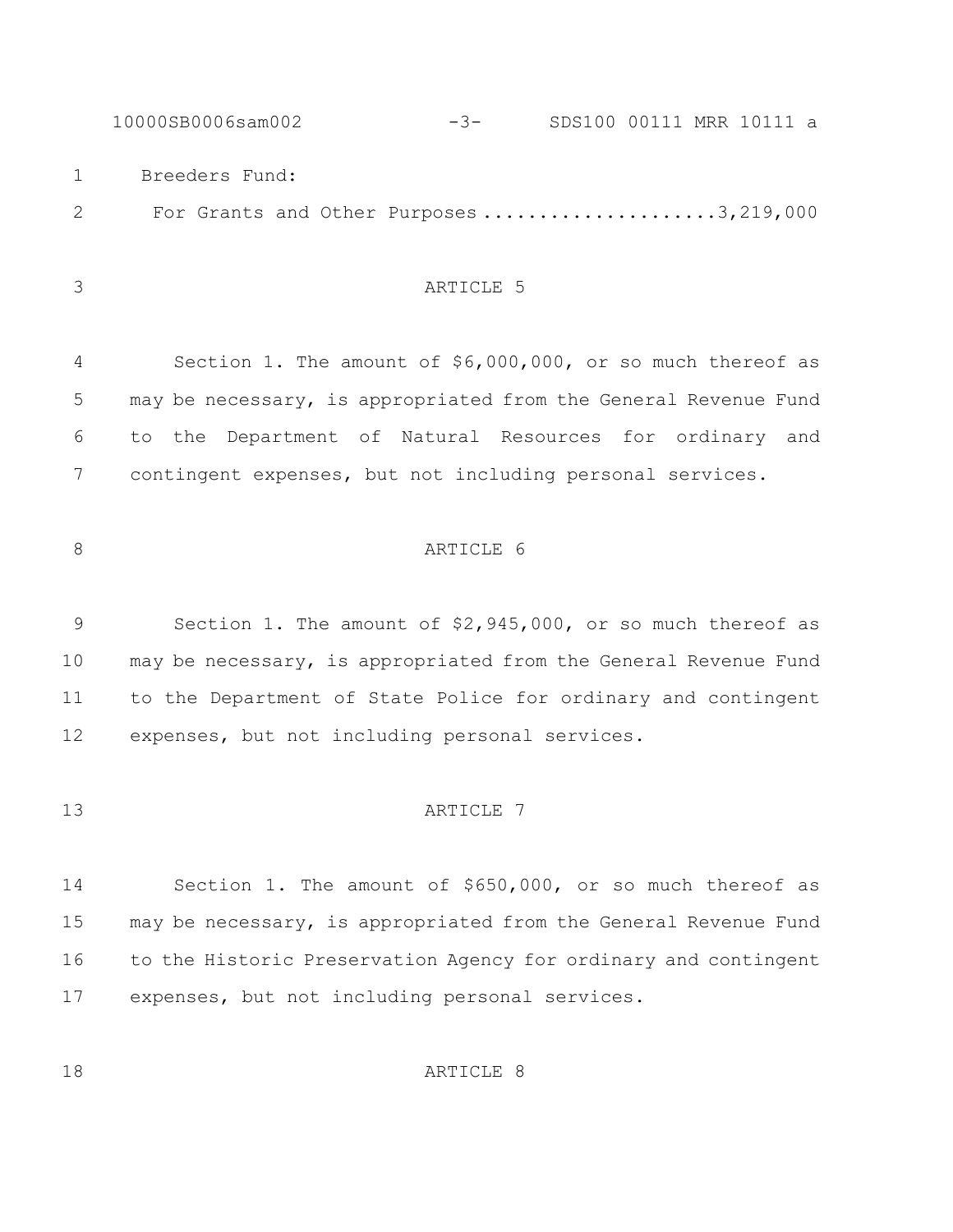Breeders Fund:

For Grants and Other Purposes .....................3,219,000

ARTICLE 5

Section 1. The amount of $6,000,000, or so much thereof as may be necessary, is appropriated from the General Revenue Fund to the Department of Natural Resources for ordinary and contingent expenses, but not including personal services.

ARTICLE 6

Section 1. The amount of $2,945,000, or so much thereof as may be necessary, is appropriated from the General Revenue Fund to the Department of State Police for ordinary and contingent expenses, but not including personal services.

ARTICLE 7

Section 1. The amount of $650,000, or so much thereof as may be necessary, is appropriated from the General Revenue Fund to the Historic Preservation Agency for ordinary and contingent expenses, but not including personal services.

ARTICLE 8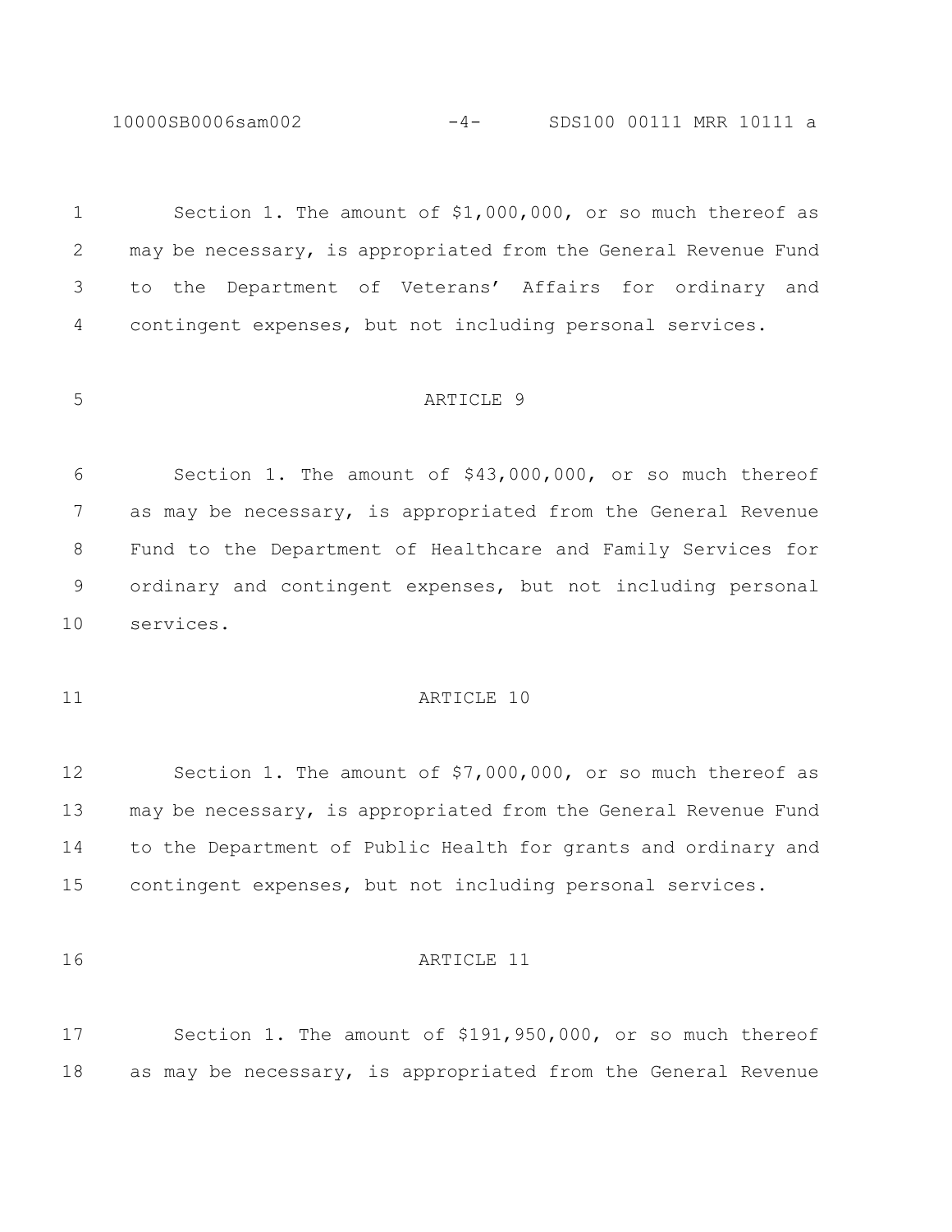Section 1. The amount of $1,000,000, or so much thereof as may be necessary, is appropriated from the General Revenue Fund to the Department of Veterans' Affairs for ordinary and contingent expenses, but not including personal services.

## ARTICLE 9

Section 1. The amount of $43,000,000, or so much thereof as may be necessary, is appropriated from the General Revenue Fund to the Department of Healthcare and Family Services for ordinary and contingent expenses, but not including personal services.

## ARTICLE 10

Section 1. The amount of $7,000,000, or so much thereof as may be necessary, is appropriated from the General Revenue Fund to the Department of Public Health for grants and ordinary and contingent expenses, but not including personal services.

## ARTICLE 11

Section 1. The amount of $191,950,000, or so much thereof as may be necessary, is appropriated from the General Revenue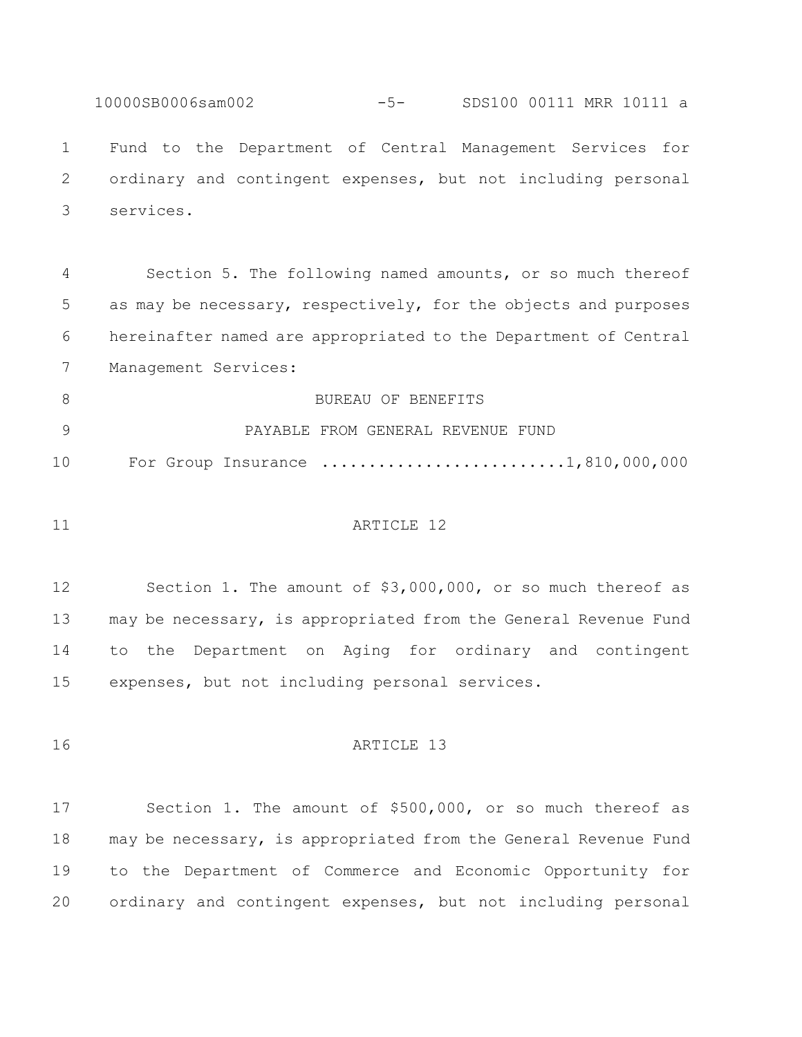Fund to the Department of Central Management Services for ordinary and contingent expenses, but not including personal services.

Section 5. The following named amounts, or so much thereof as may be necessary, respectively, for the objects and purposes hereinafter named are appropriated to the Department of Central Management Services:

BUREAU OF BENEFITS

PAYABLE FROM GENERAL REVENUE FUND

For Group Insurance ..........................1,810,000,000

ARTICLE 12

Section 1. The amount of $3,000,000, or so much thereof as may be necessary, is appropriated from the General Revenue Fund to the Department on Aging for ordinary and contingent expenses, but not including personal services.

ARTICLE 13

Section 1. The amount of $500,000, or so much thereof as may be necessary, is appropriated from the General Revenue Fund to the Department of Commerce and Economic Opportunity for ordinary and contingent expenses, but not including personal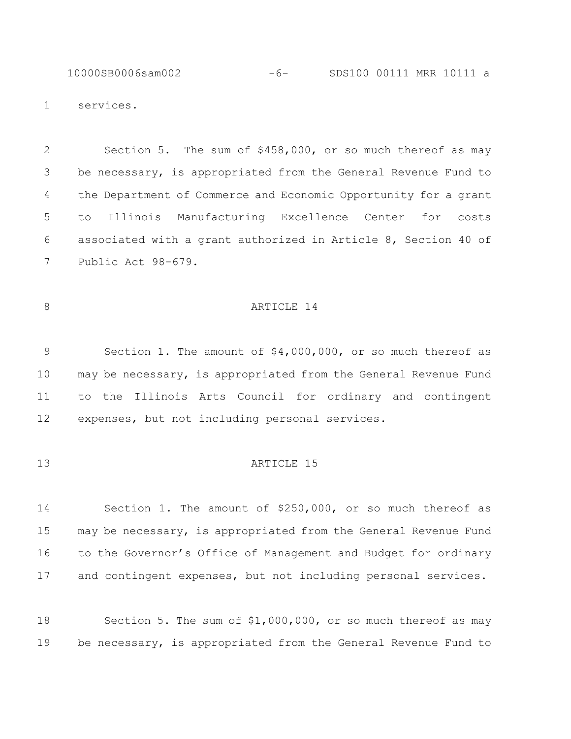services.

Section 5. The sum of $458,000, or so much thereof as may be necessary, is appropriated from the General Revenue Fund to the Department of Commerce and Economic Opportunity for a grant to Illinois Manufacturing Excellence Center for costs associated with a grant authorized in Article 8, Section 40 of Public Act 98-679.

ARTICLE 14

Section 1. The amount of $4,000,000, or so much thereof as may be necessary, is appropriated from the General Revenue Fund to the Illinois Arts Council for ordinary and contingent expenses, but not including personal services.

ARTICLE 15

Section 1. The amount of $250,000, or so much thereof as may be necessary, is appropriated from the General Revenue Fund to the Governor's Office of Management and Budget for ordinary and contingent expenses, but not including personal services.

Section 5. The sum of $1,000,000, or so much thereof as may be necessary, is appropriated from the General Revenue Fund to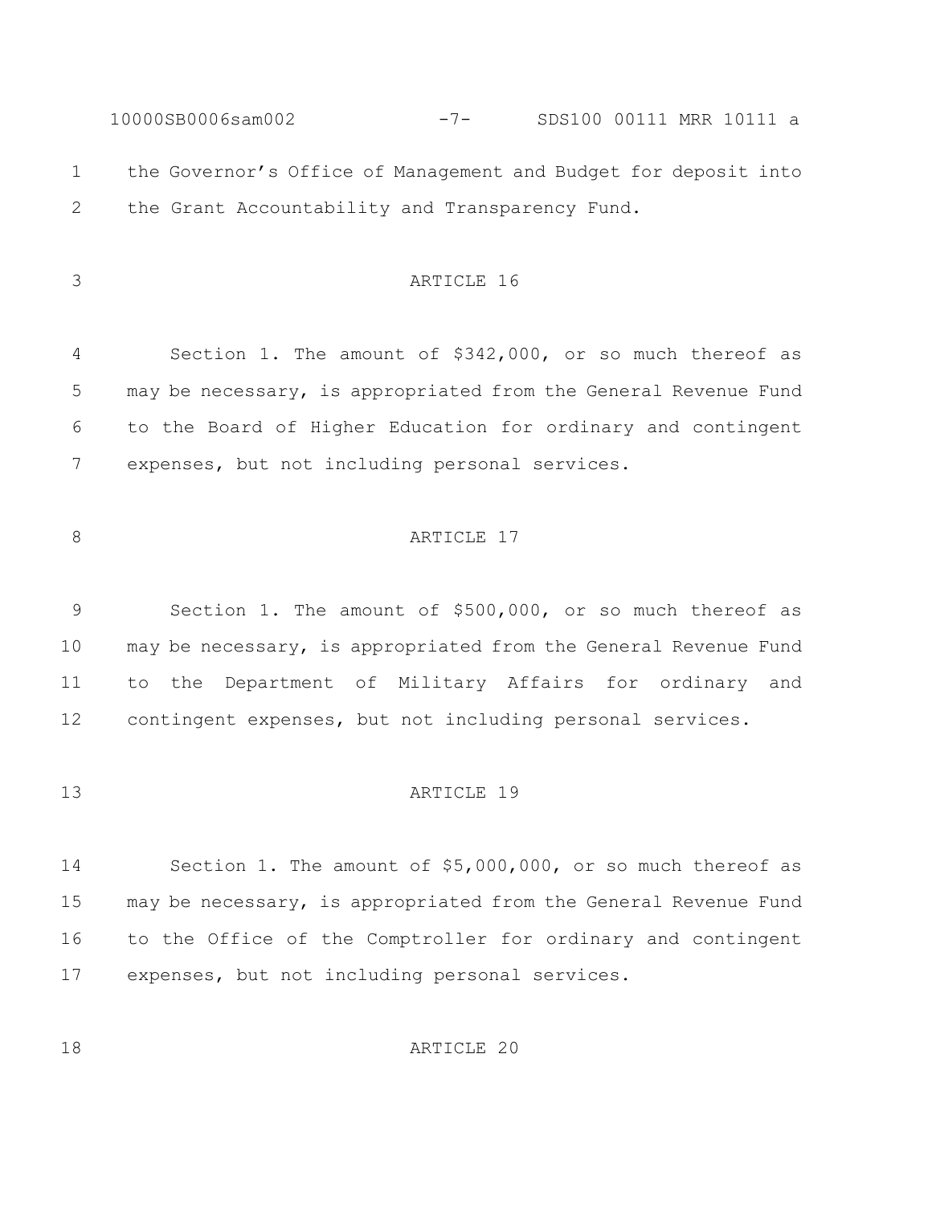the Governor's Office of Management and Budget for deposit into the Grant Accountability and Transparency Fund.

ARTICLE 16

Section 1. The amount of $342,000, or so much thereof as may be necessary, is appropriated from the General Revenue Fund to the Board of Higher Education for ordinary and contingent expenses, but not including personal services.

ARTICLE 17

Section 1. The amount of $500,000, or so much thereof as may be necessary, is appropriated from the General Revenue Fund to the Department of Military Affairs for ordinary and contingent expenses, but not including personal services.

ARTICLE 19

Section 1. The amount of $5,000,000, or so much thereof as may be necessary, is appropriated from the General Revenue Fund to the Office of the Comptroller for ordinary and contingent expenses, but not including personal services.

ARTICLE 20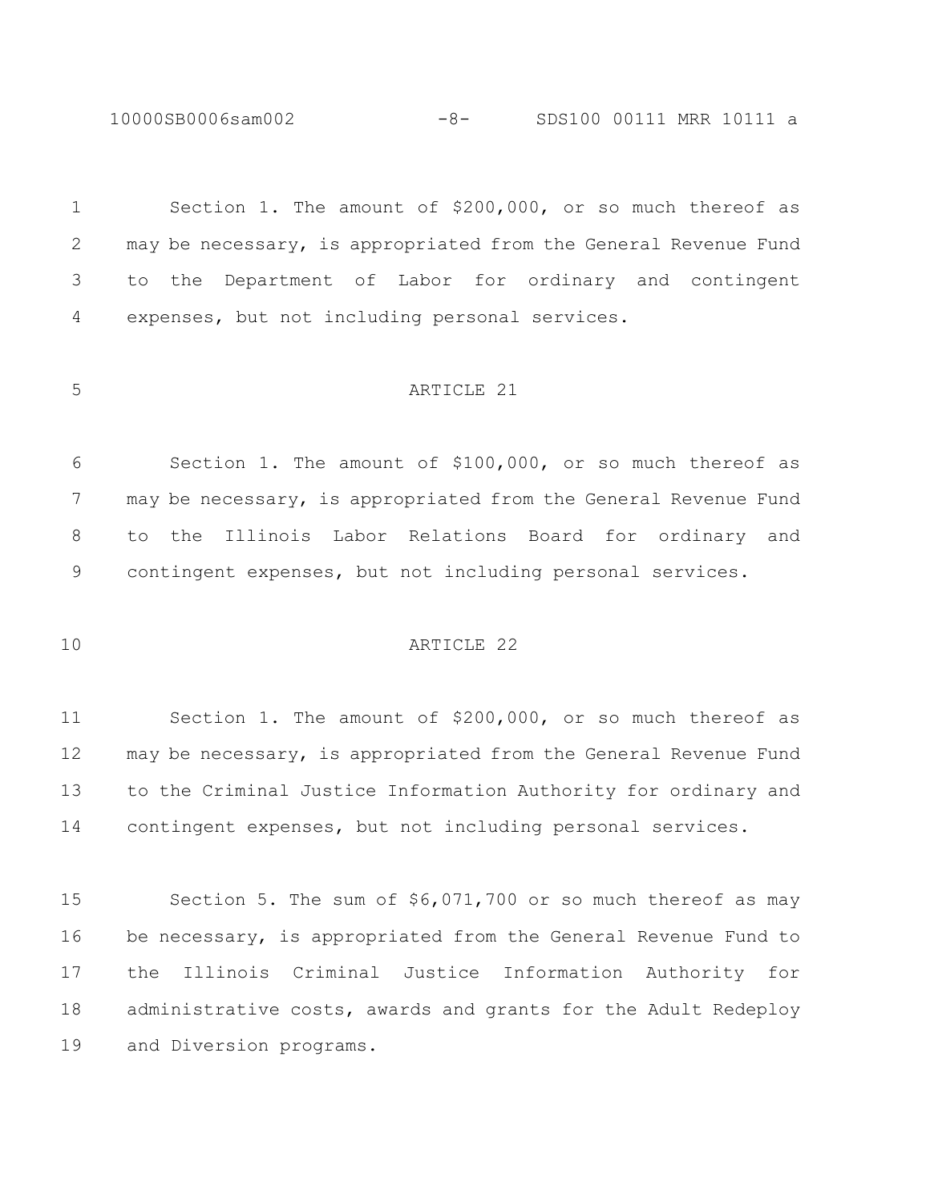Section 1. The amount of $200,000, or so much thereof as may be necessary, is appropriated from the General Revenue Fund to the Department of Labor for ordinary and contingent expenses, but not including personal services.

## ARTICLE 21

Section 1. The amount of $100,000, or so much thereof as may be necessary, is appropriated from the General Revenue Fund to the Illinois Labor Relations Board for ordinary and contingent expenses, but not including personal services.

## ARTICLE 22

Section 1. The amount of $200,000, or so much thereof as may be necessary, is appropriated from the General Revenue Fund to the Criminal Justice Information Authority for ordinary and contingent expenses, but not including personal services.

Section 5. The sum of $6,071,700 or so much thereof as may be necessary, is appropriated from the General Revenue Fund to the Illinois Criminal Justice Information Authority for administrative costs, awards and grants for the Adult Redeploy and Diversion programs.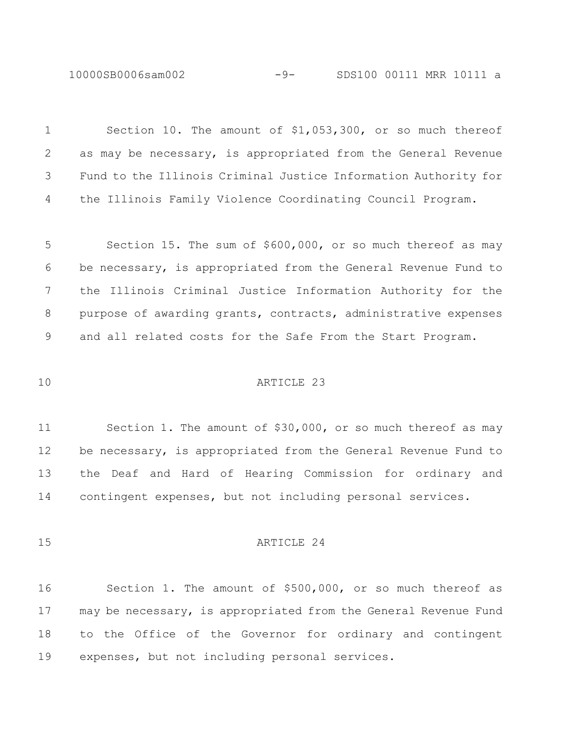Section 10. The amount of $1,053,300, or so much thereof as may be necessary, is appropriated from the General Revenue Fund to the Illinois Criminal Justice Information Authority for the Illinois Family Violence Coordinating Council Program.

Section 15. The sum of $600,000, or so much thereof as may be necessary, is appropriated from the General Revenue Fund to the Illinois Criminal Justice Information Authority for the purpose of awarding grants, contracts, administrative expenses and all related costs for the Safe From the Start Program.

ARTICLE 23

Section 1. The amount of $30,000, or so much thereof as may be necessary, is appropriated from the General Revenue Fund to the Deaf and Hard of Hearing Commission for ordinary and contingent expenses, but not including personal services.

ARTICLE 24

Section 1. The amount of $500,000, or so much thereof as may be necessary, is appropriated from the General Revenue Fund to the Office of the Governor for ordinary and contingent expenses, but not including personal services.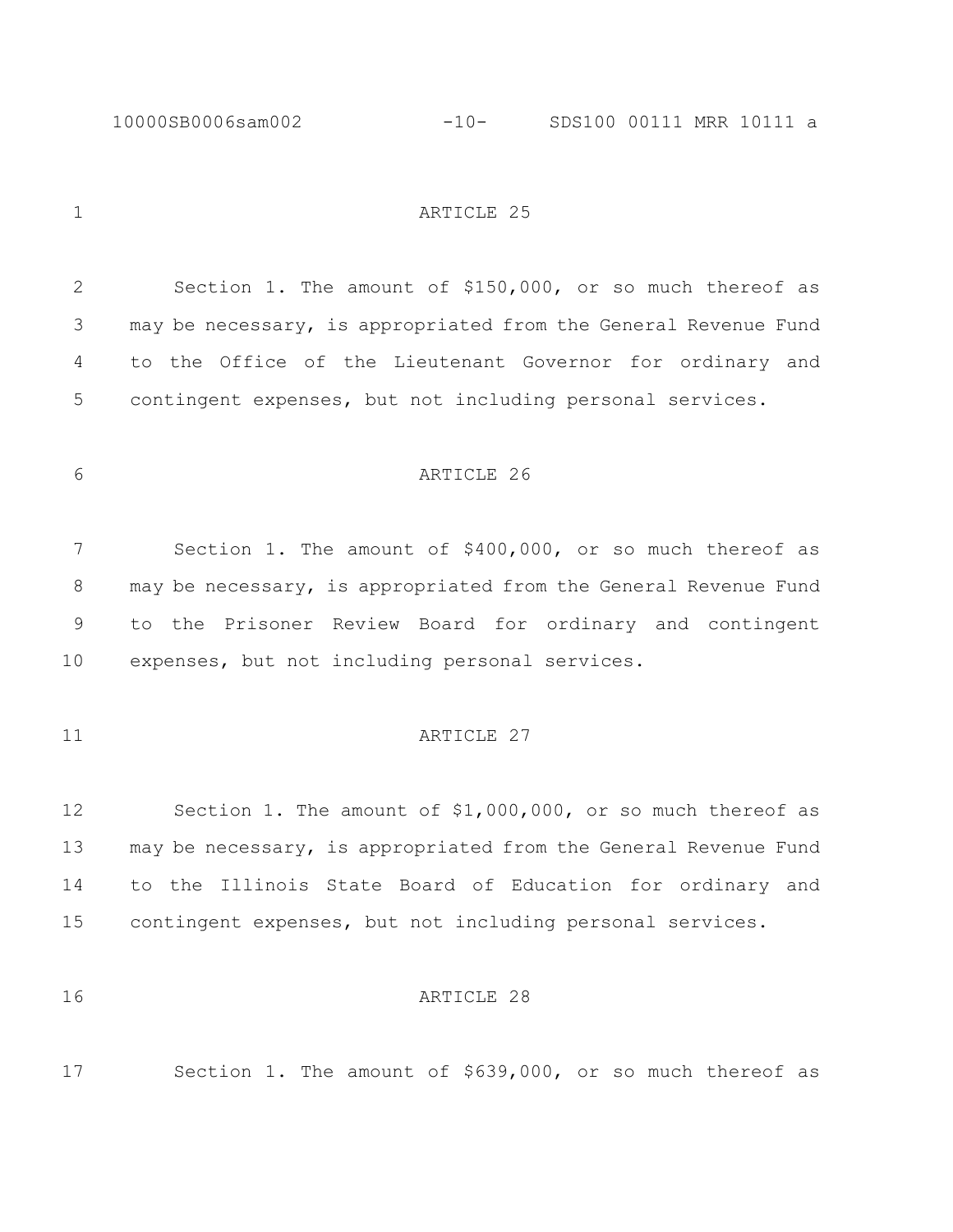ARTICLE 25

Section 1. The amount of $150,000, or so much thereof as may be necessary, is appropriated from the General Revenue Fund to the Office of the Lieutenant Governor for ordinary and contingent expenses, but not including personal services.

ARTICLE 26

Section 1. The amount of $400,000, or so much thereof as may be necessary, is appropriated from the General Revenue Fund to the Prisoner Review Board for ordinary and contingent expenses, but not including personal services.

ARTICLE 27

Section 1. The amount of $1,000,000, or so much thereof as may be necessary, is appropriated from the General Revenue Fund to the Illinois State Board of Education for ordinary and contingent expenses, but not including personal services.

ARTICLE 28

Section 1. The amount of $639,000, or so much thereof as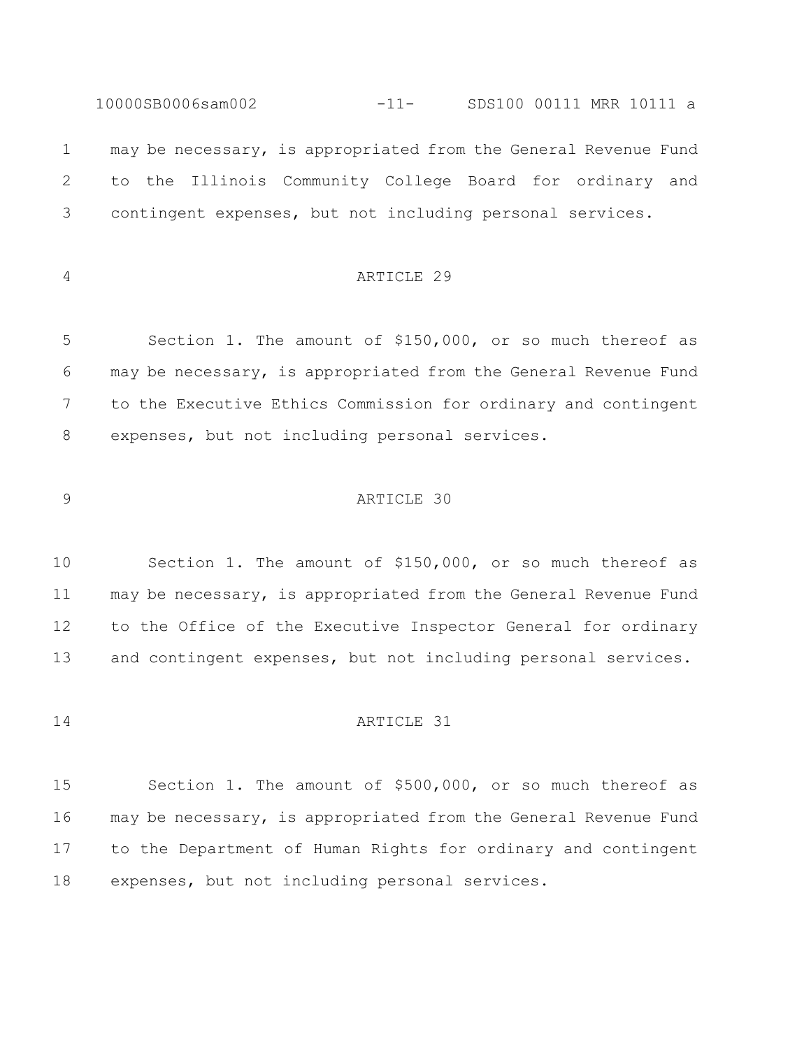may be necessary, is appropriated from the General Revenue Fund to the Illinois Community College Board for ordinary and contingent expenses, but not including personal services.

## ARTICLE 29

Section 1. The amount of $150,000, or so much thereof as may be necessary, is appropriated from the General Revenue Fund to the Executive Ethics Commission for ordinary and contingent expenses, but not including personal services.

## ARTICLE 30

Section 1. The amount of $150,000, or so much thereof as may be necessary, is appropriated from the General Revenue Fund to the Office of the Executive Inspector General for ordinary and contingent expenses, but not including personal services.

## ARTICLE 31

Section 1. The amount of $500,000, or so much thereof as may be necessary, is appropriated from the General Revenue Fund to the Department of Human Rights for ordinary and contingent expenses, but not including personal services.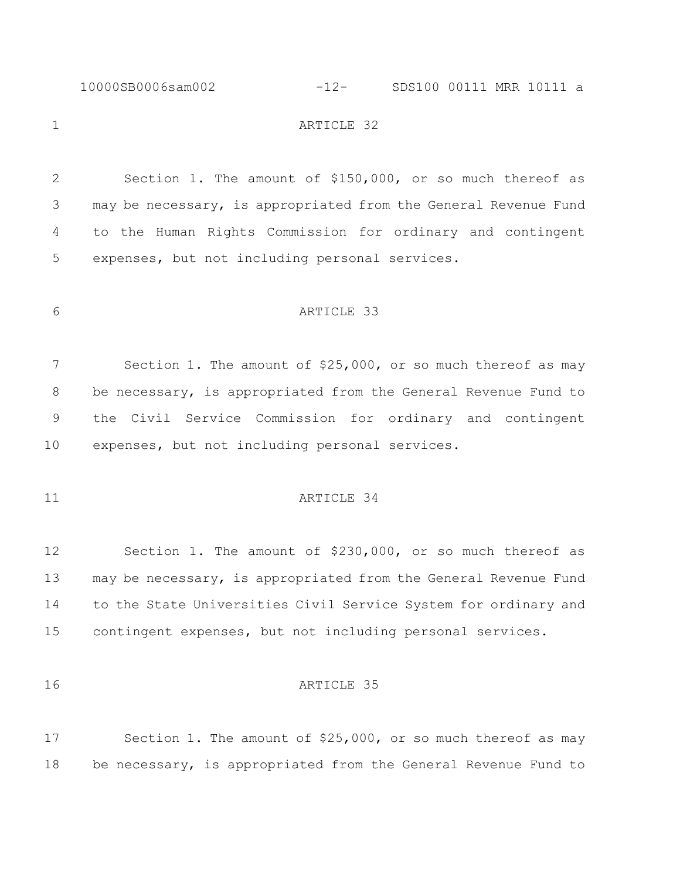ARTICLE 32

Section 1. The amount of $150,000, or so much thereof as may be necessary, is appropriated from the General Revenue Fund to the Human Rights Commission for ordinary and contingent expenses, but not including personal services.

ARTICLE 33

Section 1. The amount of $25,000, or so much thereof as may be necessary, is appropriated from the General Revenue Fund to the Civil Service Commission for ordinary and contingent expenses, but not including personal services.

ARTICLE 34

Section 1. The amount of $230,000, or so much thereof as may be necessary, is appropriated from the General Revenue Fund to the State Universities Civil Service System for ordinary and contingent expenses, but not including personal services.

ARTICLE 35

Section 1. The amount of $25,000, or so much thereof as may be necessary, is appropriated from the General Revenue Fund to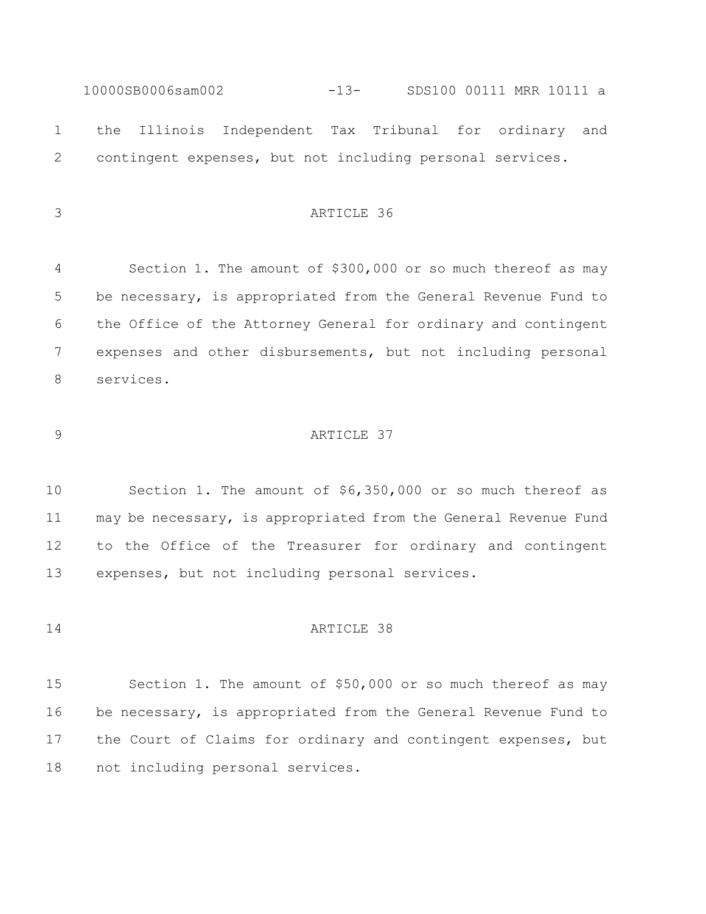the Illinois Independent Tax Tribunal for ordinary and contingent expenses, but not including personal services.

ARTICLE 36

Section 1. The amount of $300,000 or so much thereof as may be necessary, is appropriated from the General Revenue Fund to the Office of the Attorney General for ordinary and contingent expenses and other disbursements, but not including personal services.

ARTICLE 37

Section 1. The amount of $6,350,000 or so much thereof as may be necessary, is appropriated from the General Revenue Fund to the Office of the Treasurer for ordinary and contingent expenses, but not including personal services.

ARTICLE 38

Section 1. The amount of $50,000 or so much thereof as may be necessary, is appropriated from the General Revenue Fund to the Court of Claims for ordinary and contingent expenses, but not including personal services.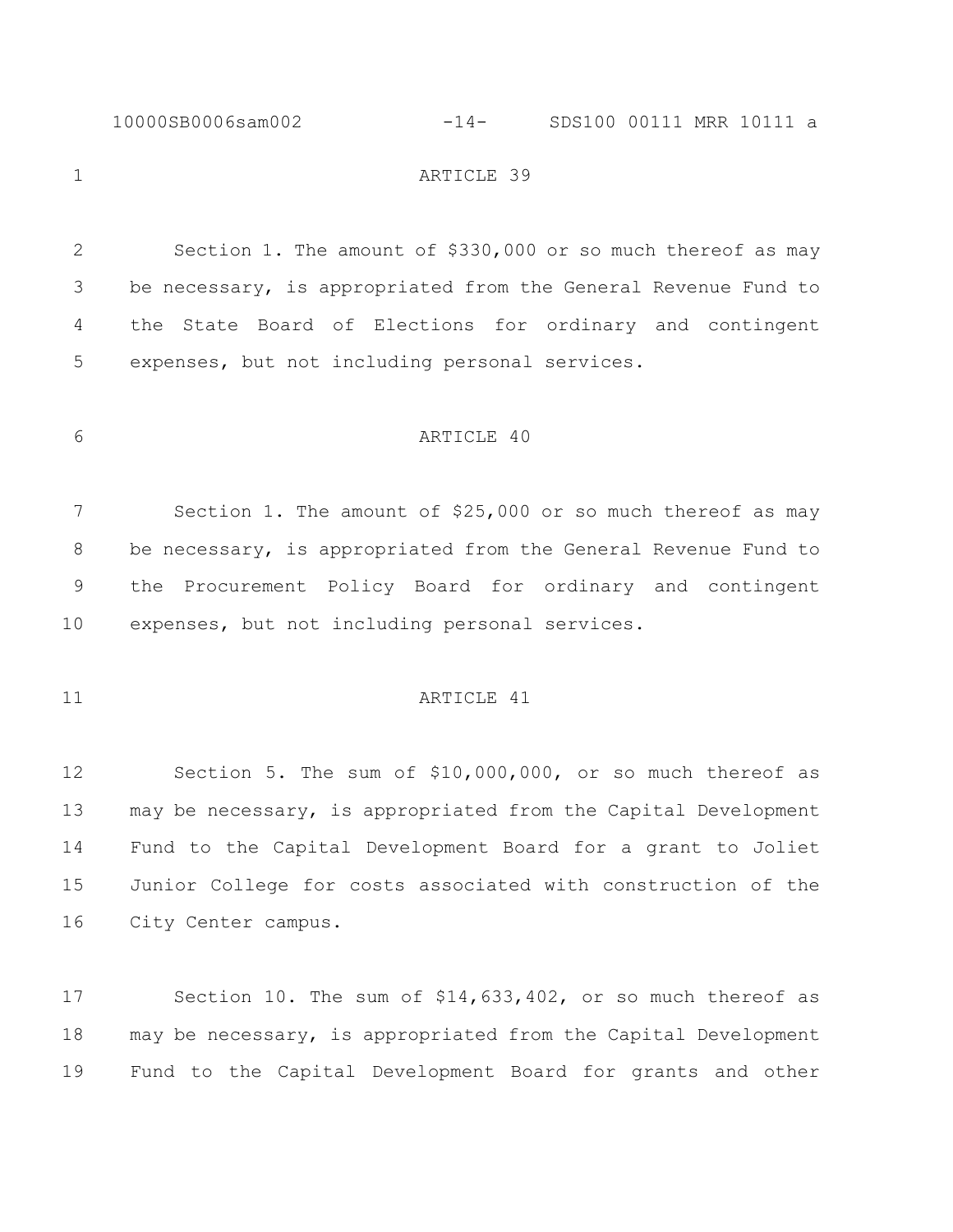ARTICLE 39

Section 1. The amount of $330,000 or so much thereof as may be necessary, is appropriated from the General Revenue Fund to the State Board of Elections for ordinary and contingent expenses, but not including personal services.

ARTICLE 40

Section 1. The amount of $25,000 or so much thereof as may be necessary, is appropriated from the General Revenue Fund to the Procurement Policy Board for ordinary and contingent expenses, but not including personal services.

ARTICLE 41

Section 5. The sum of $10,000,000, or so much thereof as may be necessary, is appropriated from the Capital Development Fund to the Capital Development Board for a grant to Joliet Junior College for costs associated with construction of the City Center campus.

Section 10. The sum of $14,633,402, or so much thereof as may be necessary, is appropriated from the Capital Development Fund to the Capital Development Board for grants and other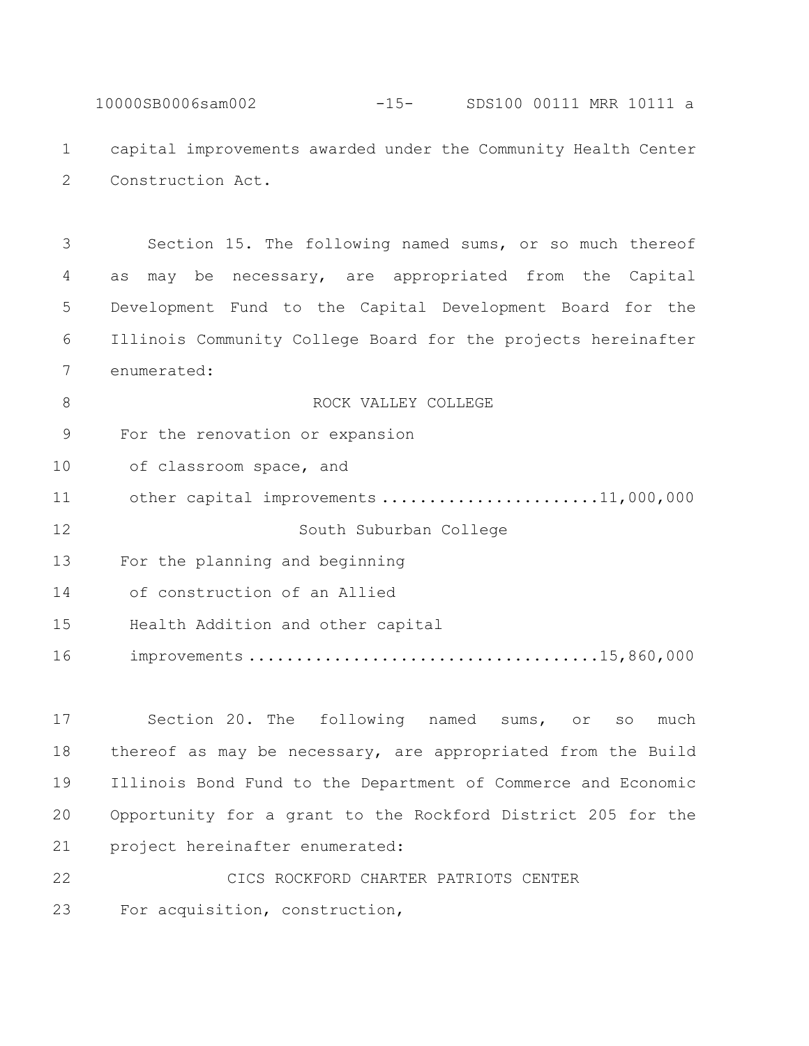capital improvements awarded under the Community Health Center Construction Act.

Section 15. The following named sums, or so much thereof as may be necessary, are appropriated from the Capital Development Fund to the Capital Development Board for the Illinois Community College Board for the projects hereinafter enumerated:

ROCK VALLEY COLLEGE

For the renovation or expansion of classroom space, and other capital improvements ....................... 11,000,000

South Suburban College

For the planning and beginning of construction of an Allied Health Addition and other capital improvements .................................... 15,860,000

Section 20. The following named sums, or so much thereof as may be necessary, are appropriated from the Build Illinois Bond Fund to the Department of Commerce and Economic Opportunity for a grant to the Rockford District 205 for the project hereinafter enumerated:

CICS ROCKFORD CHARTER PATRIOTS CENTER

For acquisition, construction,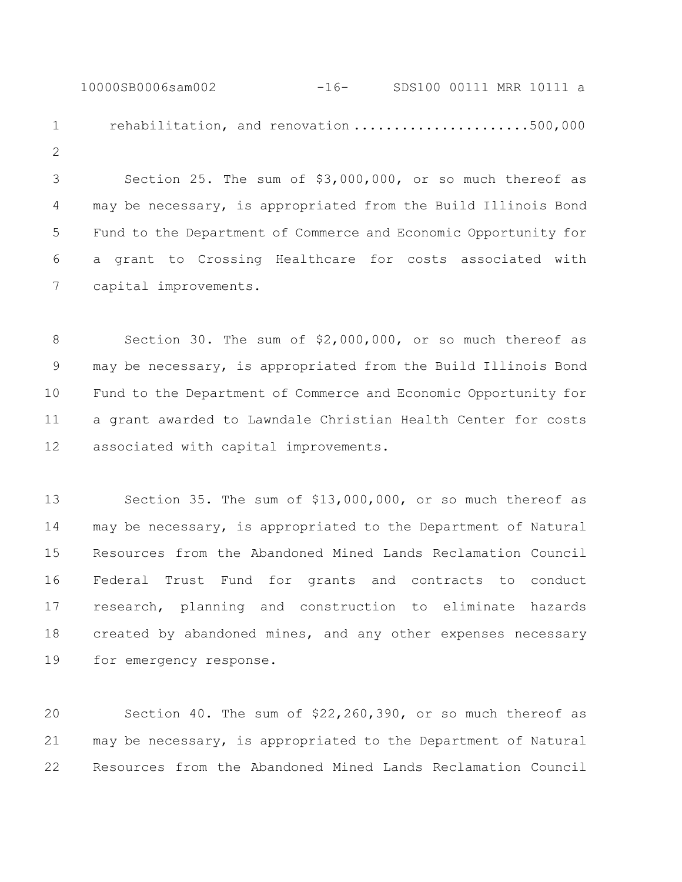rehabilitation, and renovation ...................... 500,000

Section 25. The sum of $3,000,000, or so much thereof as may be necessary, is appropriated from the Build Illinois Bond Fund to the Department of Commerce and Economic Opportunity for a grant to Crossing Healthcare for costs associated with capital improvements.

Section 30. The sum of $2,000,000, or so much thereof as may be necessary, is appropriated from the Build Illinois Bond Fund to the Department of Commerce and Economic Opportunity for a grant awarded to Lawndale Christian Health Center for costs associated with capital improvements.

Section 35. The sum of $13,000,000, or so much thereof as may be necessary, is appropriated to the Department of Natural Resources from the Abandoned Mined Lands Reclamation Council Federal Trust Fund for grants and contracts to conduct research, planning and construction to eliminate hazards created by abandoned mines, and any other expenses necessary for emergency response.

Section 40. The sum of $22,260,390, or so much thereof as may be necessary, is appropriated to the Department of Natural Resources from the Abandoned Mined Lands Reclamation Council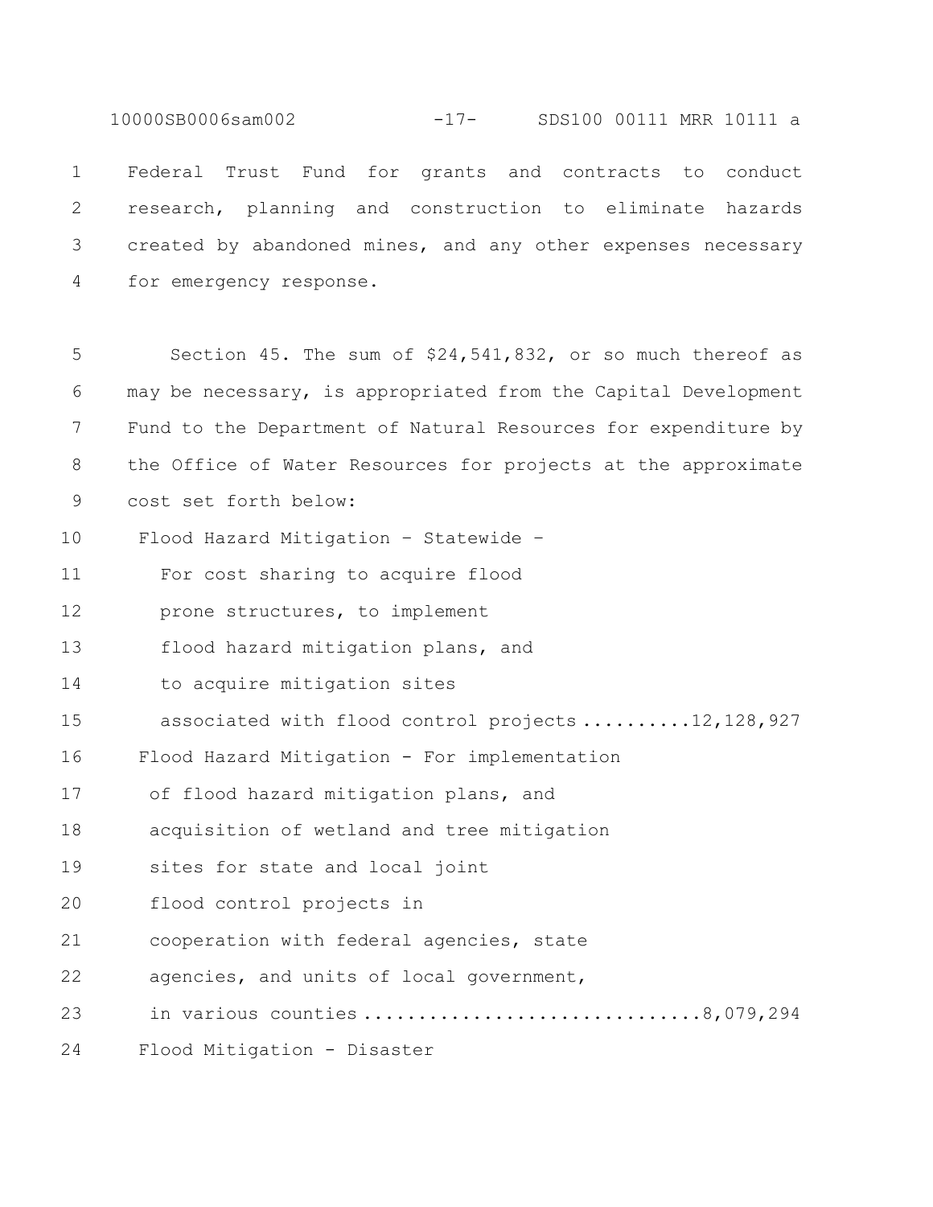Federal Trust Fund for grants and contracts to conduct research, planning and construction to eliminate hazards created by abandoned mines, and any other expenses necessary for emergency response.

Section 45. The sum of $24,541,832, or so much thereof as may be necessary, is appropriated from the Capital Development Fund to the Department of Natural Resources for expenditure by the Office of Water Resources for projects at the approximate cost set forth below:

Flood Hazard Mitigation – Statewide –
For cost sharing to acquire flood prone structures, to implement flood hazard mitigation plans, and to acquire mitigation sites associated with flood control projects ..........12,128,927

Flood Hazard Mitigation - For implementation of flood hazard mitigation plans, and acquisition of wetland and tree mitigation sites for state and local joint flood control projects in cooperation with federal agencies, state agencies, and units of local government, in various counties ..............................8,079,294

Flood Mitigation - Disaster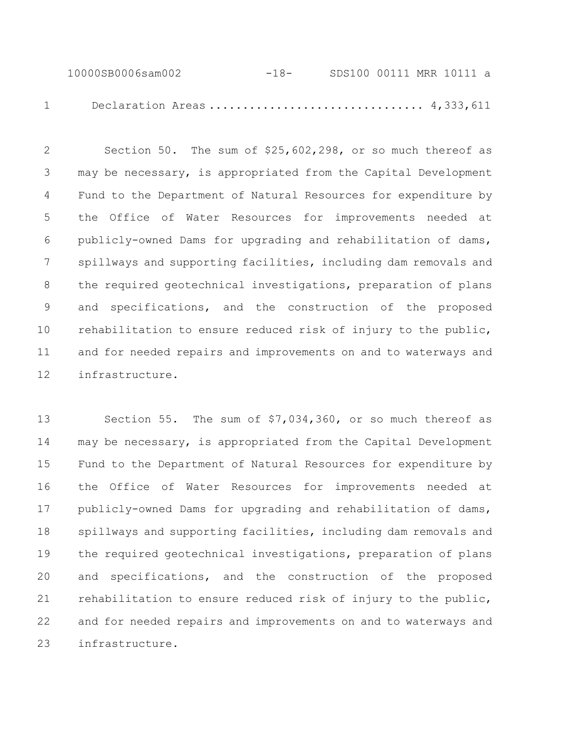Declaration Areas ............................... 4,333,611

Section 50. The sum of $25,602,298, or so much thereof as may be necessary, is appropriated from the Capital Development Fund to the Department of Natural Resources for expenditure by the Office of Water Resources for improvements needed at publicly-owned Dams for upgrading and rehabilitation of dams, spillways and supporting facilities, including dam removals and the required geotechnical investigations, preparation of plans and specifications, and the construction of the proposed rehabilitation to ensure reduced risk of injury to the public, and for needed repairs and improvements on and to waterways and infrastructure.

Section 55. The sum of $7,034,360, or so much thereof as may be necessary, is appropriated from the Capital Development Fund to the Department of Natural Resources for expenditure by the Office of Water Resources for improvements needed at publicly-owned Dams for upgrading and rehabilitation of dams, spillways and supporting facilities, including dam removals and the required geotechnical investigations, preparation of plans and specifications, and the construction of the proposed rehabilitation to ensure reduced risk of injury to the public, and for needed repairs and improvements on and to waterways and infrastructure.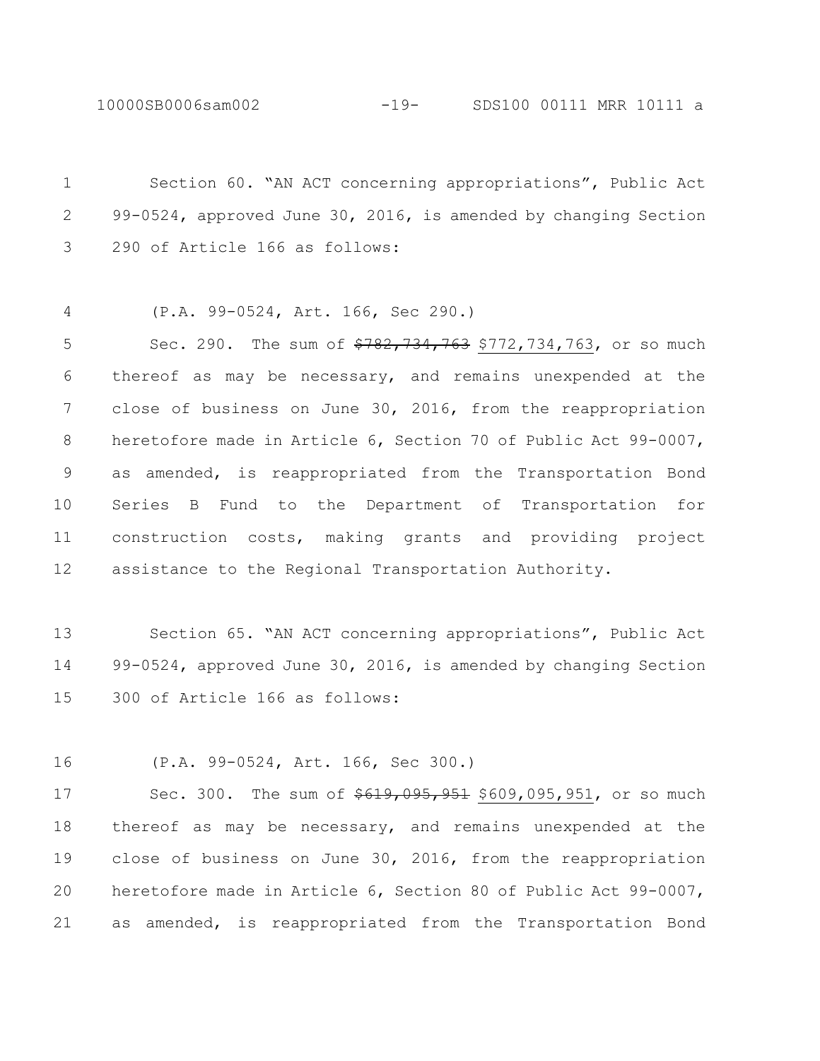Section 60. "AN ACT concerning appropriations", Public Act 99-0524, approved June 30, 2016, is amended by changing Section 290 of Article 166 as follows:

(P.A. 99-0524, Art. 166, Sec 290.)

Sec. 290. The sum of ~~$782,734,763~~ $772,734,763, or so much thereof as may be necessary, and remains unexpended at the close of business on June 30, 2016, from the reappropriation heretofore made in Article 6, Section 70 of Public Act 99-0007, as amended, is reappropriated from the Transportation Bond Series B Fund to the Department of Transportation for construction costs, making grants and providing project assistance to the Regional Transportation Authority.

Section 65. "AN ACT concerning appropriations", Public Act 99-0524, approved June 30, 2016, is amended by changing Section 300 of Article 166 as follows:

(P.A. 99-0524, Art. 166, Sec 300.)

Sec. 300. The sum of ~~$619,095,951~~ $609,095,951, or so much thereof as may be necessary, and remains unexpended at the close of business on June 30, 2016, from the reappropriation heretofore made in Article 6, Section 80 of Public Act 99-0007, as amended, is reappropriated from the Transportation Bond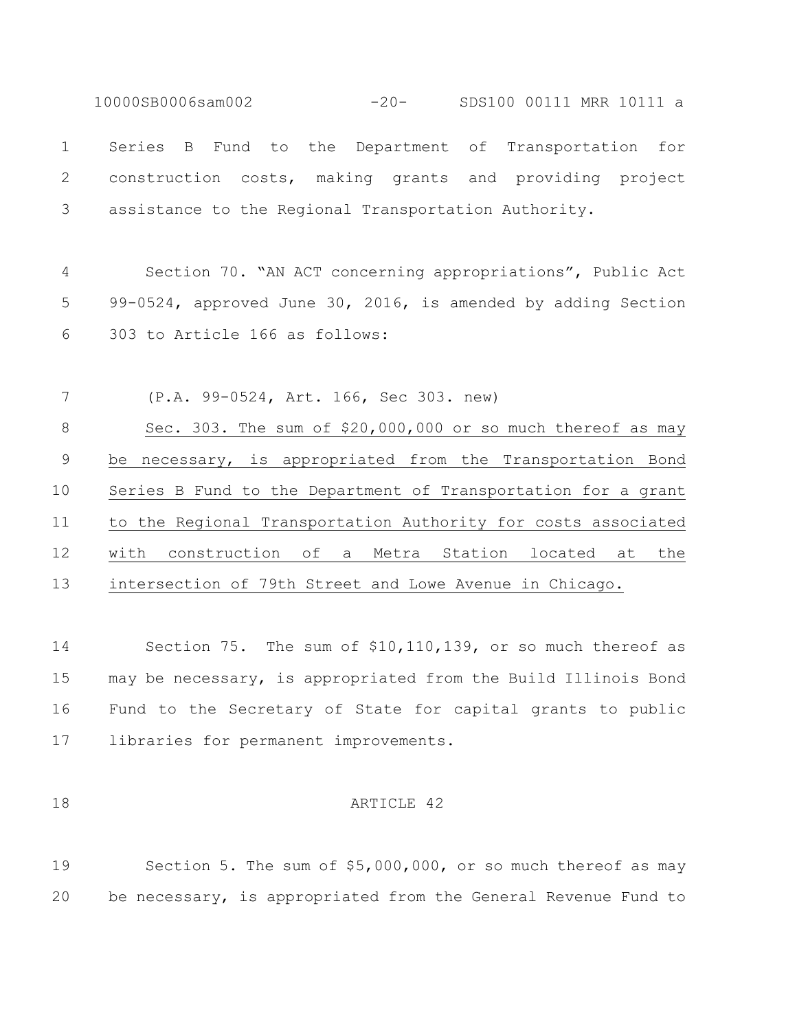Series B Fund to the Department of Transportation for construction costs, making grants and providing project assistance to the Regional Transportation Authority.

Section 70. "AN ACT concerning appropriations", Public Act 99-0524, approved June 30, 2016, is amended by adding Section 303 to Article 166 as follows:

(P.A. 99-0524, Art. 166, Sec 303. new)

Sec. 303. The sum of $20,000,000 or so much thereof as may be necessary, is appropriated from the Transportation Bond Series B Fund to the Department of Transportation for a grant to the Regional Transportation Authority for costs associated with construction of a Metra Station located at the intersection of 79th Street and Lowe Avenue in Chicago.

Section 75. The sum of $10,110,139, or so much thereof as may be necessary, is appropriated from the Build Illinois Bond Fund to the Secretary of State for capital grants to public libraries for permanent improvements.

ARTICLE 42

Section 5. The sum of $5,000,000, or so much thereof as may be necessary, is appropriated from the General Revenue Fund to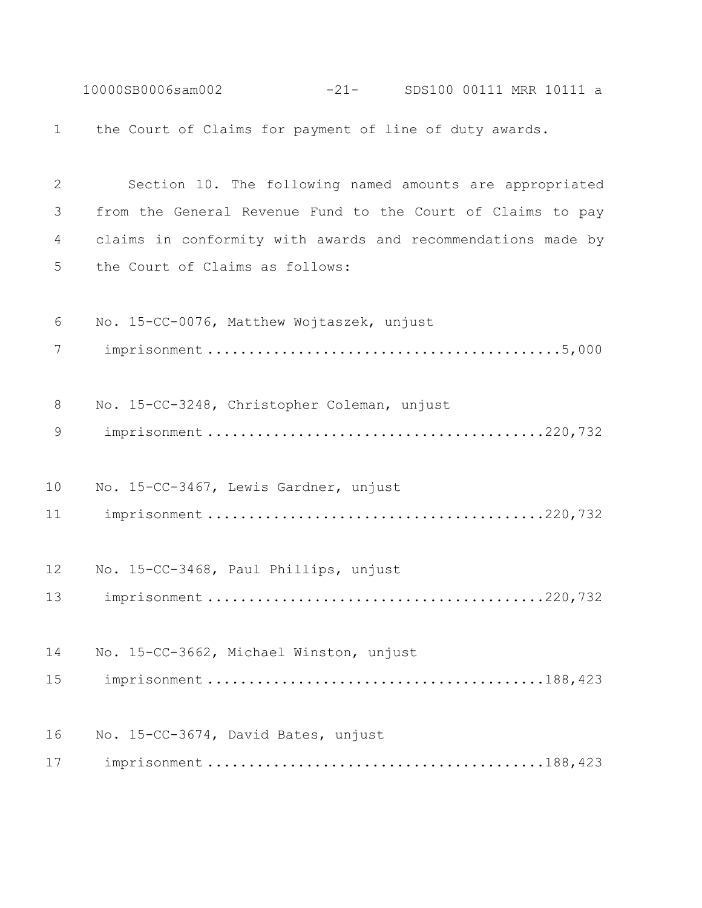the Court of Claims for payment of line of duty awards.

Section 10. The following named amounts are appropriated from the General Revenue Fund to the Court of Claims to pay claims in conformity with awards and recommendations made by the Court of Claims as follows:

No. 15-CC-0076, Matthew Wojtaszek, unjust imprisonment ..........................................5,000

No. 15-CC-3248, Christopher Coleman, unjust imprisonment ........................................220,732

No. 15-CC-3467, Lewis Gardner, unjust imprisonment ........................................220,732

No. 15-CC-3468, Paul Phillips, unjust imprisonment ........................................220,732

No. 15-CC-3662, Michael Winston, unjust imprisonment ........................................188,423

No. 15-CC-3674, David Bates, unjust imprisonment ........................................188,423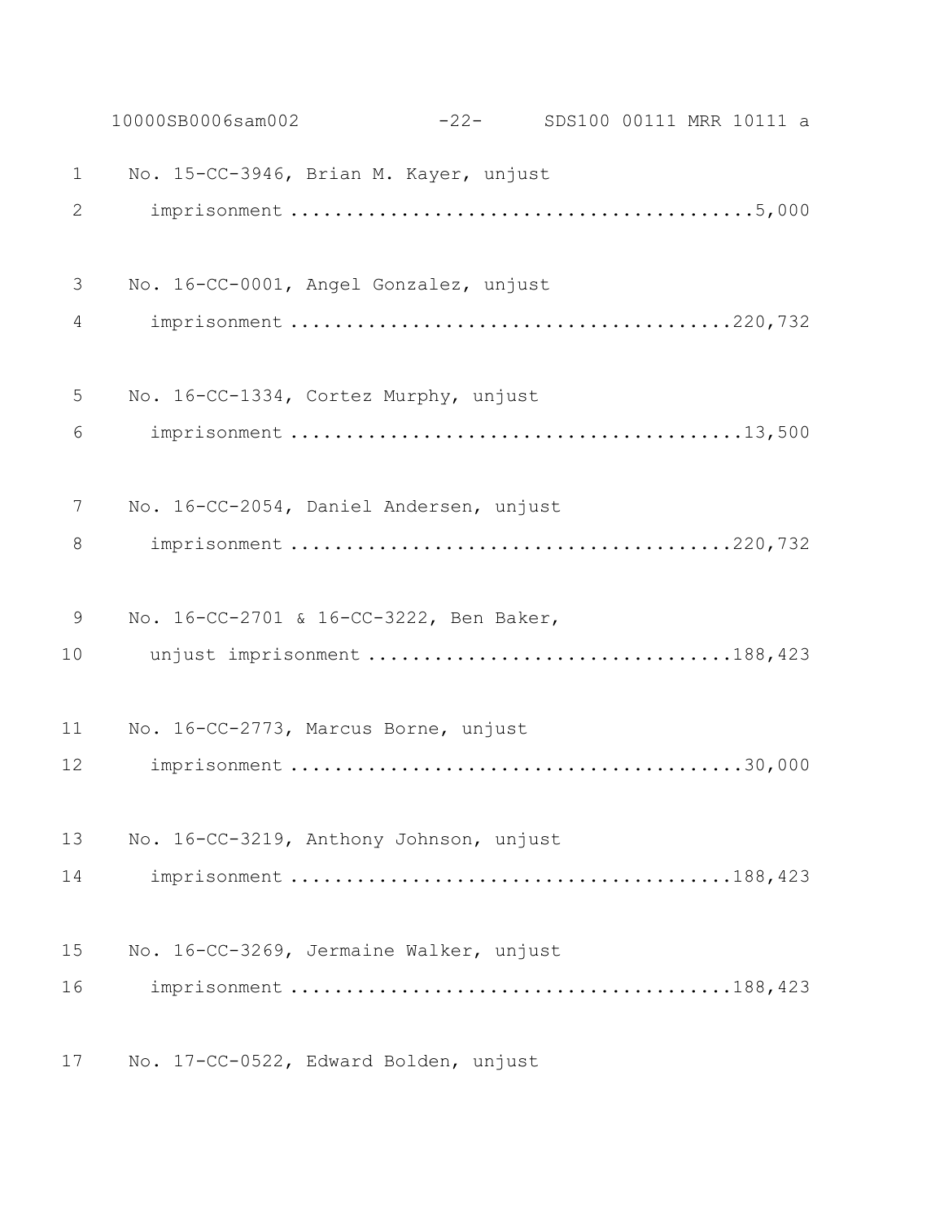No. 15-CC-3946, Brian M. Kayer, unjust imprisonment ........................................5,000

No. 16-CC-0001, Angel Gonzalez, unjust imprisonment ........................................220,732

No. 16-CC-1334, Cortez Murphy, unjust imprisonment ........................................13,500

No. 16-CC-2054, Daniel Andersen, unjust imprisonment ........................................220,732

No. 16-CC-2701 & 16-CC-3222, Ben Baker, unjust imprisonment ................................188,423

No. 16-CC-2773, Marcus Borne, unjust imprisonment ........................................30,000

No. 16-CC-3219, Anthony Johnson, unjust imprisonment ........................................188,423

No. 16-CC-3269, Jermaine Walker, unjust imprisonment ........................................188,423

No. 17-CC-0522, Edward Bolden, unjust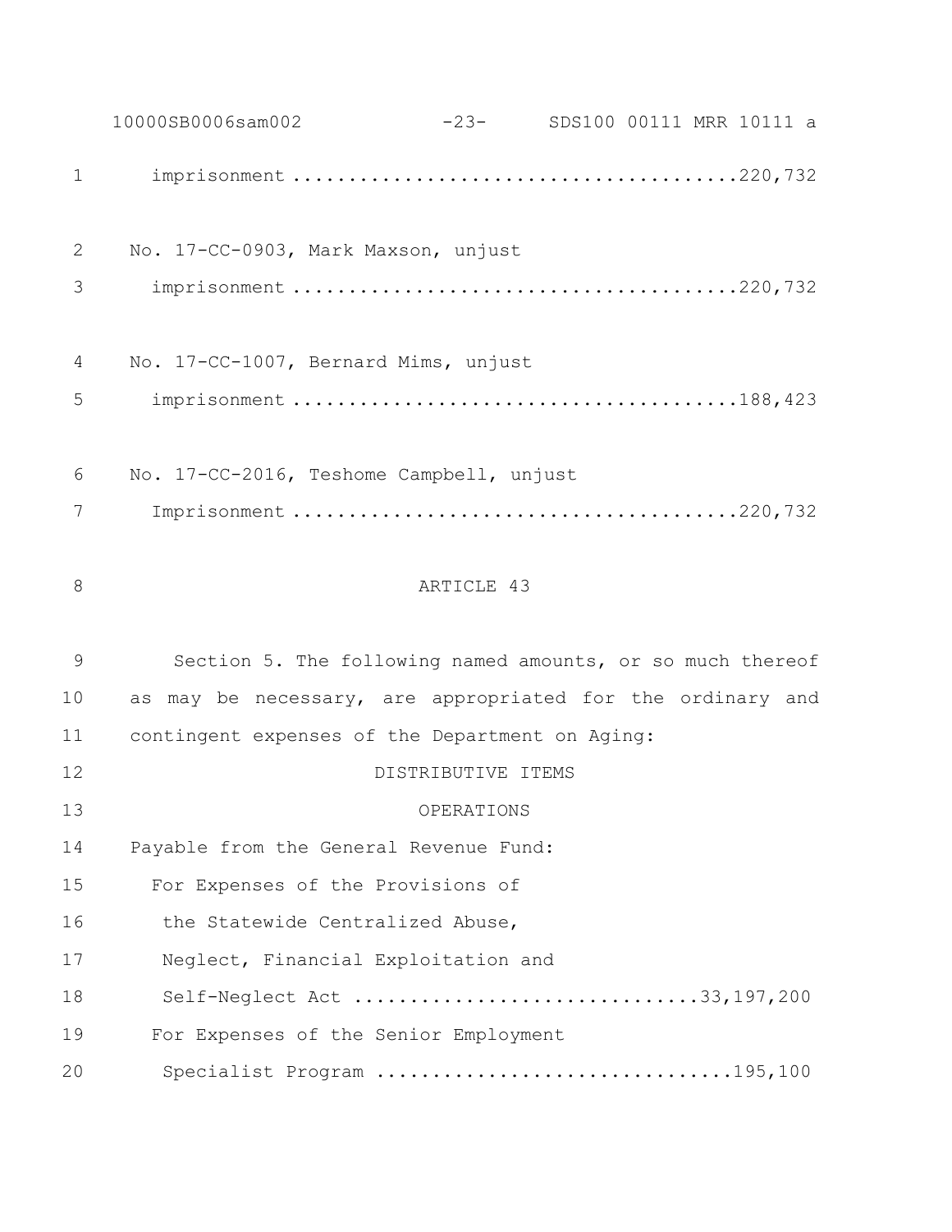imprisonment ....................................... 220,732

No. 17-CC-0903, Mark Maxson, unjust
imprisonment ....................................... 220,732

No. 17-CC-1007, Bernard Mims, unjust
imprisonment ....................................... 188,423

No. 17-CC-2016, Teshome Campbell, unjust
Imprisonment ....................................... 220,732

ARTICLE 43

Section 5. The following named amounts, or so much thereof as may be necessary, are appropriated for the ordinary and contingent expenses of the Department on Aging:

DISTRIBUTIVE ITEMS

OPERATIONS

Payable from the General Revenue Fund:

For Expenses of the Provisions of the Statewide Centralized Abuse, Neglect, Financial Exploitation and Self-Neglect Act ............................. 33,197,200

For Expenses of the Senior Employment Specialist Program .............................. 195,100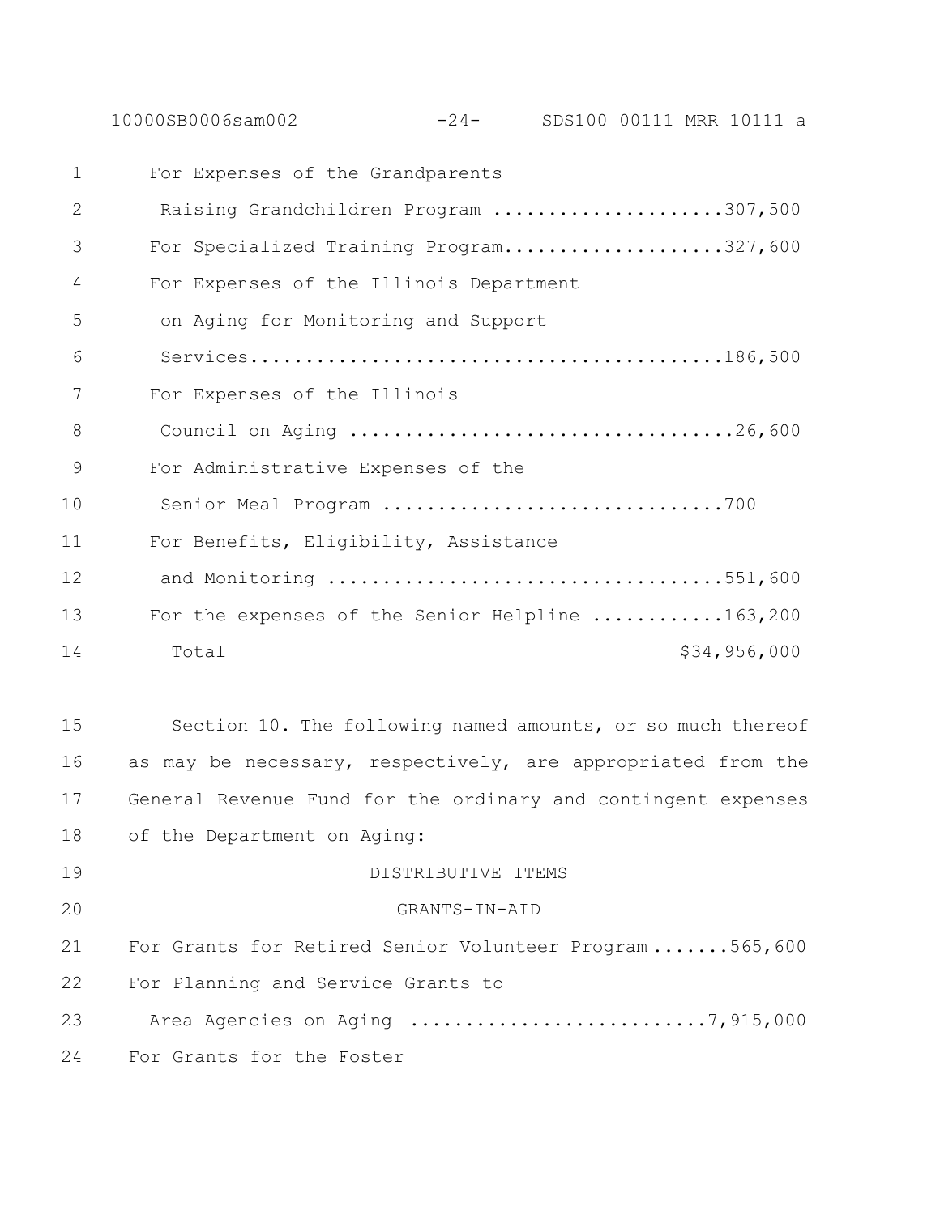For Expenses of the Grandparents Raising Grandchildren Program ....................307,500

For Specialized Training Program....................327,600

For Expenses of the Illinois Department on Aging for Monitoring and Support Services..........................................186,500

For Expenses of the Illinois Council on Aging ..................................26,600

For Administrative Expenses of the Senior Meal Program ..............................700

For Benefits, Eligibility, Assistance and Monitoring ...................................551,600

For the expenses of the Senior Helpline ...........163,200

Total $34,956,000

Section 10. The following named amounts, or so much thereof as may be necessary, respectively, are appropriated from the General Revenue Fund for the ordinary and contingent expenses of the Department on Aging:

DISTRIBUTIVE ITEMS

GRANTS-IN-AID

For Grants for Retired Senior Volunteer Program .......565,600

For Planning and Service Grants to Area Agencies on Aging ..........................7,915,000

For Grants for the Foster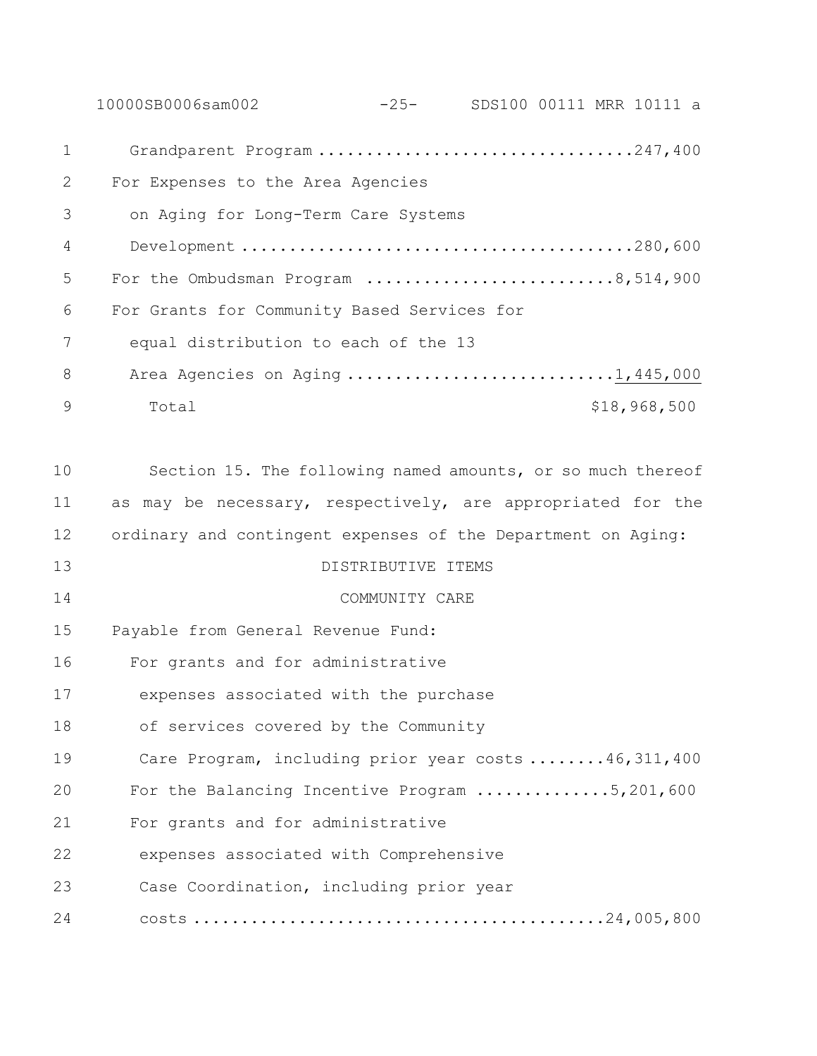Grandparent Program ................................247,400
For Expenses to the Area Agencies
on Aging for Long-Term Care Systems
Development ........................................280,600
For the Ombudsman Program .........................8,514,900
For Grants for Community Based Services for
equal distribution to each of the 13
Area Agencies on Aging ...........................1,445,000
Total $18,968,500

Section 15. The following named amounts, or so much thereof as may be necessary, respectively, are appropriated for the ordinary and contingent expenses of the Department on Aging:

DISTRIBUTIVE ITEMS

COMMUNITY CARE

Payable from General Revenue Fund:
For grants and for administrative
expenses associated with the purchase
of services covered by the Community
Care Program, including prior year costs ........46,311,400
For the Balancing Incentive Program .............5,201,600
For grants and for administrative
expenses associated with Comprehensive
Case Coordination, including prior year
costs ..........................................24,005,800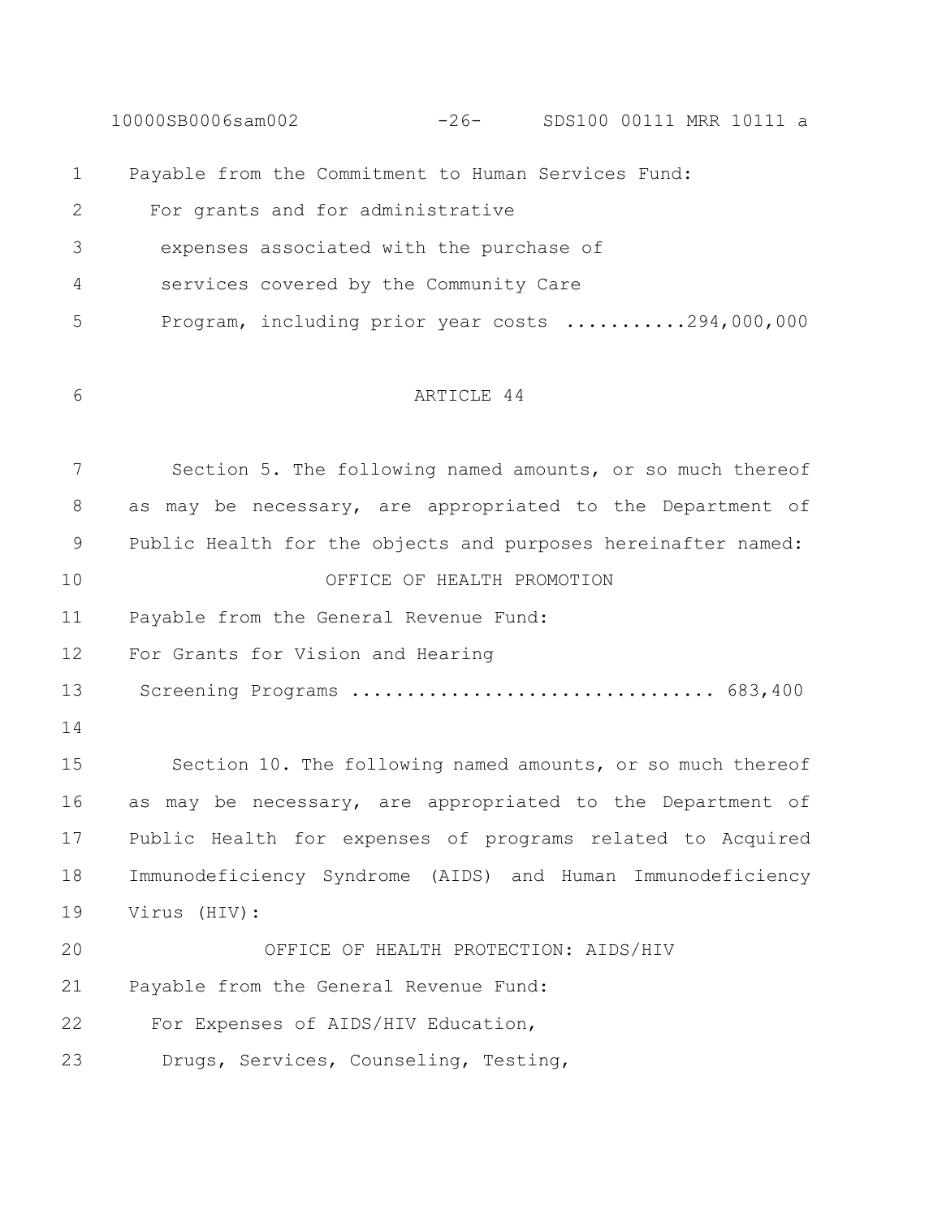Payable from the Commitment to Human Services Fund:

For grants and for administrative expenses associated with the purchase of services covered by the Community Care Program, including prior year costs ...........294,000,000

ARTICLE 44

Section 5. The following named amounts, or so much thereof as may be necessary, are appropriated to the Department of Public Health for the objects and purposes hereinafter named:

OFFICE OF HEALTH PROMOTION

Payable from the General Revenue Fund:

For Grants for Vision and Hearing Screening Programs ................................ 683,400

Section 10. The following named amounts, or so much thereof as may be necessary, are appropriated to the Department of Public Health for expenses of programs related to Acquired Immunodeficiency Syndrome (AIDS) and Human Immunodeficiency Virus (HIV):

OFFICE OF HEALTH PROTECTION: AIDS/HIV

Payable from the General Revenue Fund:

For Expenses of AIDS/HIV Education, Drugs, Services, Counseling, Testing,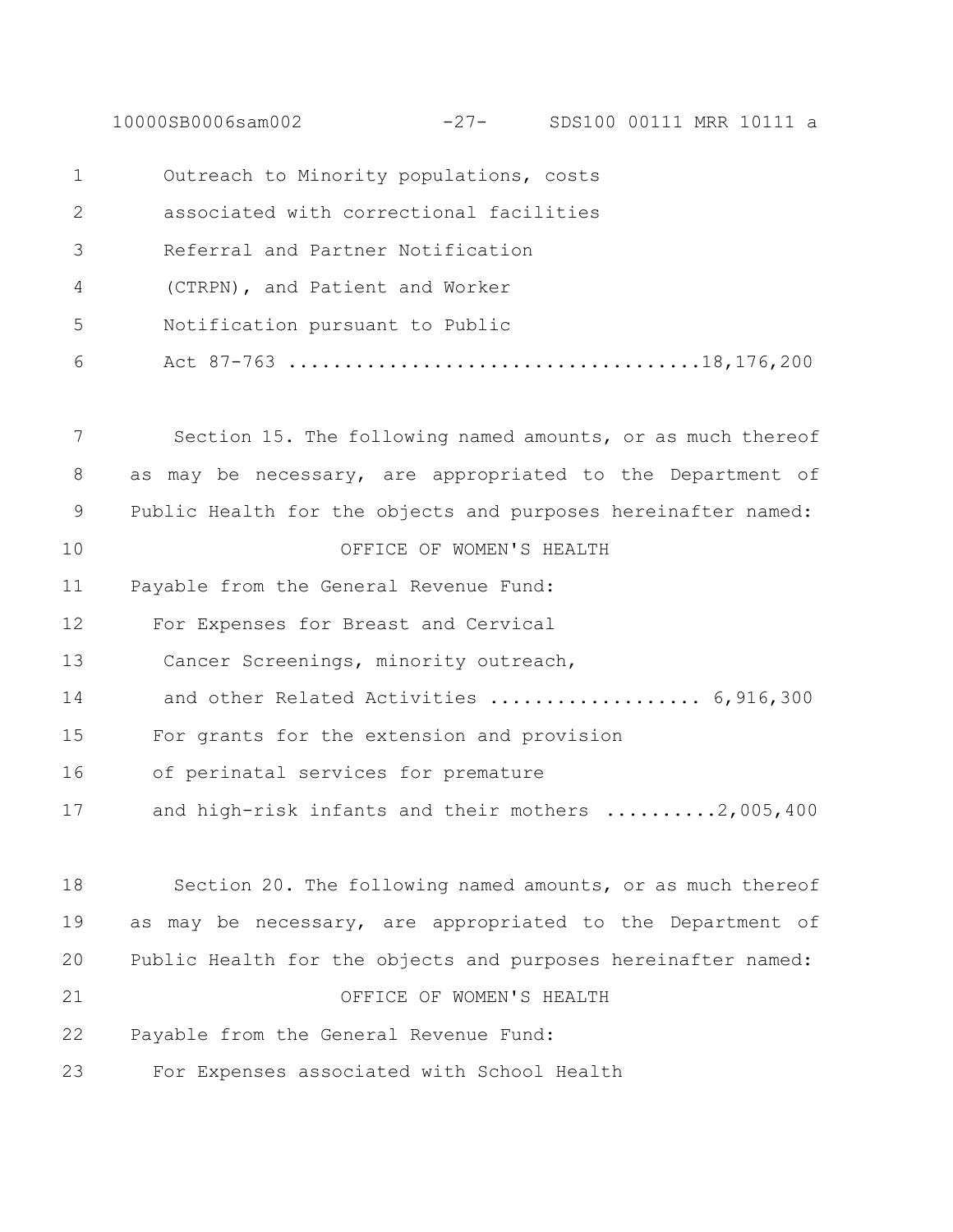Outreach to Minority populations, costs
associated with correctional facilities
Referral and Partner Notification
(CTRPN), and Patient and Worker
Notification pursuant to Public
Act 87-763 ....................................18,176,200

Section 15. The following named amounts, or as much thereof as may be necessary, are appropriated to the Department of Public Health for the objects and purposes hereinafter named:

OFFICE OF WOMEN'S HEALTH

Payable from the General Revenue Fund:

For Expenses for Breast and Cervical
Cancer Screenings, minority outreach,
and other Related Activities ................... 6,916,300

For grants for the extension and provision
of perinatal services for premature
and high-risk infants and their mothers ..........2,005,400

Section 20. The following named amounts, or as much thereof as may be necessary, are appropriated to the Department of Public Health for the objects and purposes hereinafter named:

OFFICE OF WOMEN'S HEALTH

Payable from the General Revenue Fund:

For Expenses associated with School Health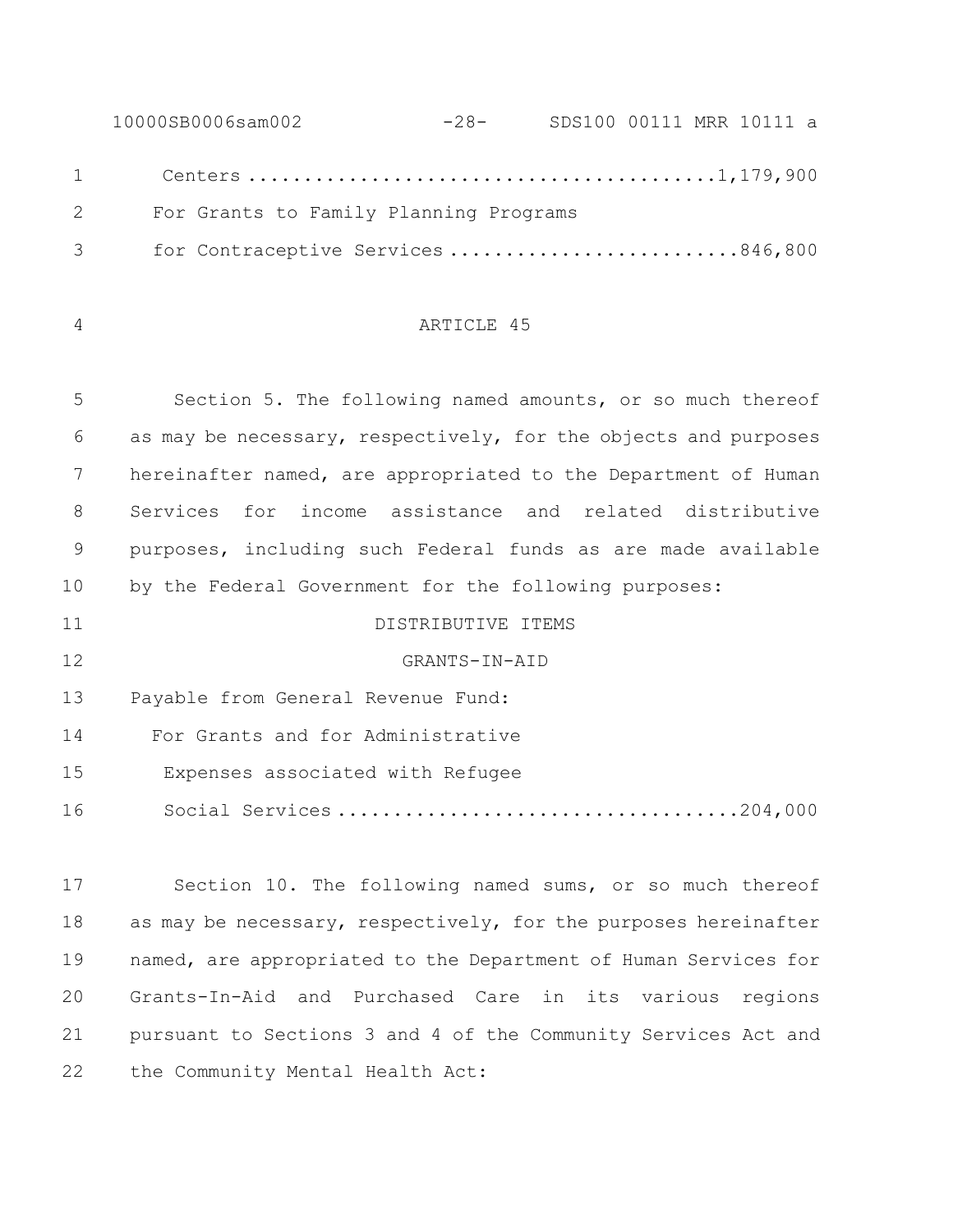Centers ........................................1,179,900

For Grants to Family Planning Programs

for Contraceptive Services .........................846,800

ARTICLE 45

Section 5. The following named amounts, or so much thereof as may be necessary, respectively, for the objects and purposes hereinafter named, are appropriated to the Department of Human Services for income assistance and related distributive purposes, including such Federal funds as are made available by the Federal Government for the following purposes:

DISTRIBUTIVE ITEMS

GRANTS-IN-AID

Payable from General Revenue Fund:

For Grants and for Administrative

Expenses associated with Refugee

Social Services ..................................204,000

Section 10. The following named sums, or so much thereof as may be necessary, respectively, for the purposes hereinafter named, are appropriated to the Department of Human Services for Grants-In-Aid and Purchased Care in its various regions pursuant to Sections 3 and 4 of the Community Services Act and the Community Mental Health Act: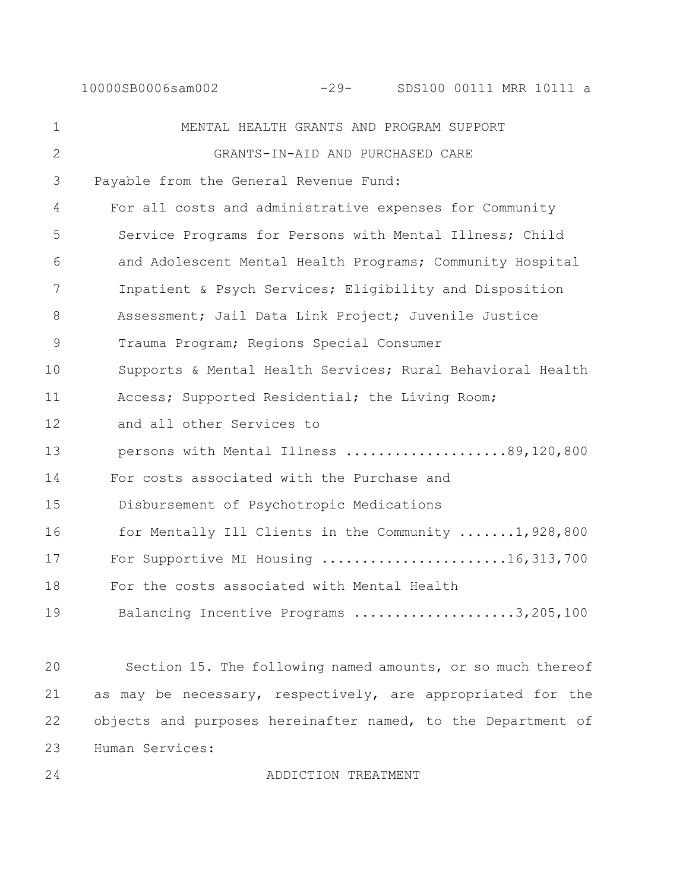MENTAL HEALTH GRANTS AND PROGRAM SUPPORT

GRANTS-IN-AID AND PURCHASED CARE

Payable from the General Revenue Fund:

For all costs and administrative expenses for Community Service Programs for Persons with Mental Illness; Child and Adolescent Mental Health Programs; Community Hospital Inpatient & Psych Services; Eligibility and Disposition Assessment; Jail Data Link Project; Juvenile Justice Trauma Program; Regions Special Consumer Supports & Mental Health Services; Rural Behavioral Health Access; Supported Residential; the Living Room; and all other Services to persons with Mental Illness ....................89,120,800

For costs associated with the Purchase and Disbursement of Psychotropic Medications for Mentally Ill Clients in the Community .......1,928,800

For Supportive MI Housing .......................16,313,700

For the costs associated with Mental Health Balancing Incentive Programs ....................3,205,100

Section 15. The following named amounts, or so much thereof as may be necessary, respectively, are appropriated for the objects and purposes hereinafter named, to the Department of Human Services:

ADDICTION TREATMENT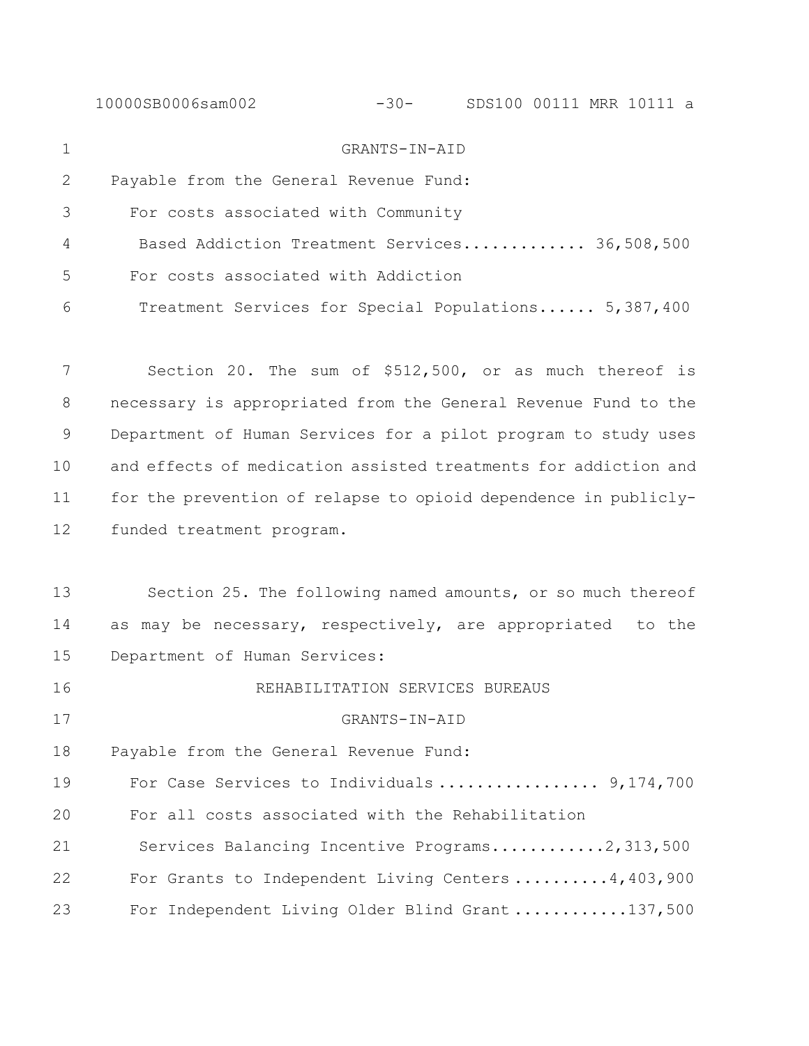GRANTS-IN-AID

Payable from the General Revenue Fund:

For costs associated with Community Based Addiction Treatment Services............ 36,508,500

For costs associated with Addiction Treatment Services for Special Populations...... 5,387,400

Section 20. The sum of $512,500, or as much thereof is necessary is appropriated from the General Revenue Fund to the Department of Human Services for a pilot program to study uses and effects of medication assisted treatments for addiction and for the prevention of relapse to opioid dependence in publicly-funded treatment program.

Section 25. The following named amounts, or so much thereof as may be necessary, respectively, are appropriated to the Department of Human Services:

REHABILITATION SERVICES BUREAUS

GRANTS-IN-AID

Payable from the General Revenue Fund:

For Case Services to Individuals ................ 9,174,700

For all costs associated with the Rehabilitation Services Balancing Incentive Programs...........2,313,500

For Grants to Independent Living Centers ..........4,403,900

For Independent Living Older Blind Grant ...........137,500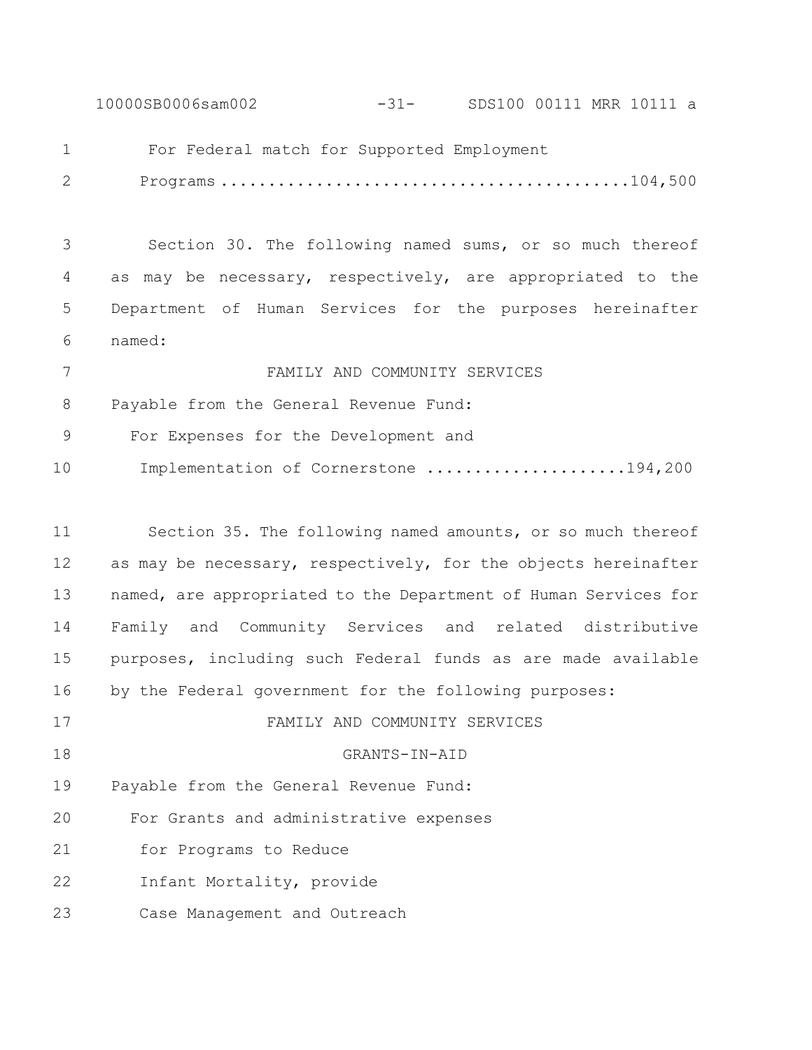For Federal match for Supported Employment Programs .......................................104,500

Section 30. The following named sums, or so much thereof as may be necessary, respectively, are appropriated to the Department of Human Services for the purposes hereinafter named:

FAMILY AND COMMUNITY SERVICES

Payable from the General Revenue Fund:

For Expenses for the Development and Implementation of Cornerstone ....................194,200

Section 35. The following named amounts, or so much thereof as may be necessary, respectively, for the objects hereinafter named, are appropriated to the Department of Human Services for Family and Community Services and related distributive purposes, including such Federal funds as are made available by the Federal government for the following purposes:

FAMILY AND COMMUNITY SERVICES

GRANTS-IN-AID

Payable from the General Revenue Fund:

For Grants and administrative expenses for Programs to Reduce Infant Mortality, provide Case Management and Outreach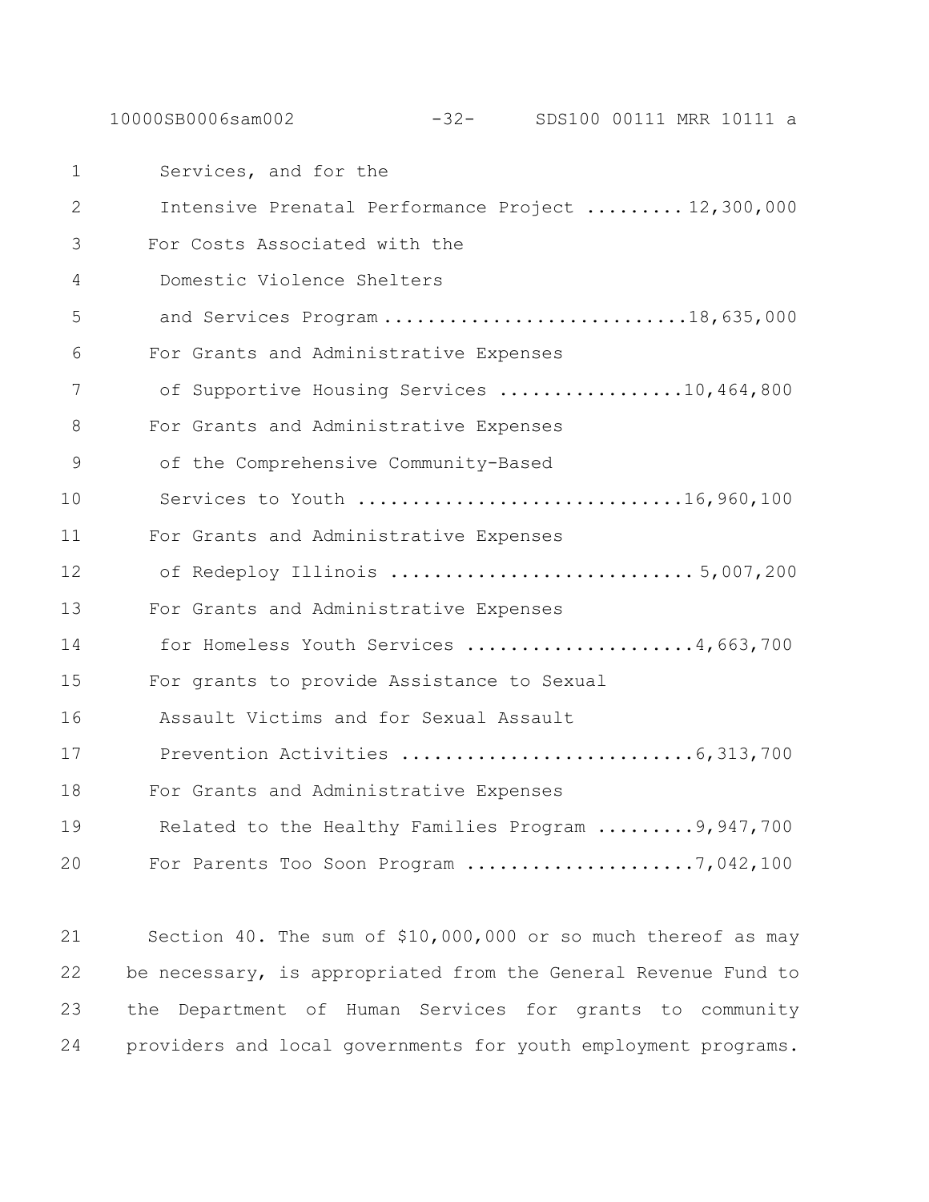Services, and for the
Intensive Prenatal Performance Project ......... 12,300,000
For Costs Associated with the
Domestic Violence Shelters
and Services Program ...........................18,635,000
For Grants and Administrative Expenses
of Supportive Housing Services .................10,464,800
For Grants and Administrative Expenses
of the Comprehensive Community-Based
Services to Youth .............................16,960,100
For Grants and Administrative Expenses
of Redeploy Illinois ........................... 5,007,200
For Grants and Administrative Expenses
for Homeless Youth Services .....................4,663,700
For grants to provide Assistance to Sexual
Assault Victims and for Sexual Assault
Prevention Activities ..........................6,313,700
For Grants and Administrative Expenses
Related to the Healthy Families Program .........9,947,700
For Parents Too Soon Program .....................7,042,100

Section 40. The sum of $10,000,000 or so much thereof as may be necessary, is appropriated from the General Revenue Fund to the Department of Human Services for grants to community providers and local governments for youth employment programs.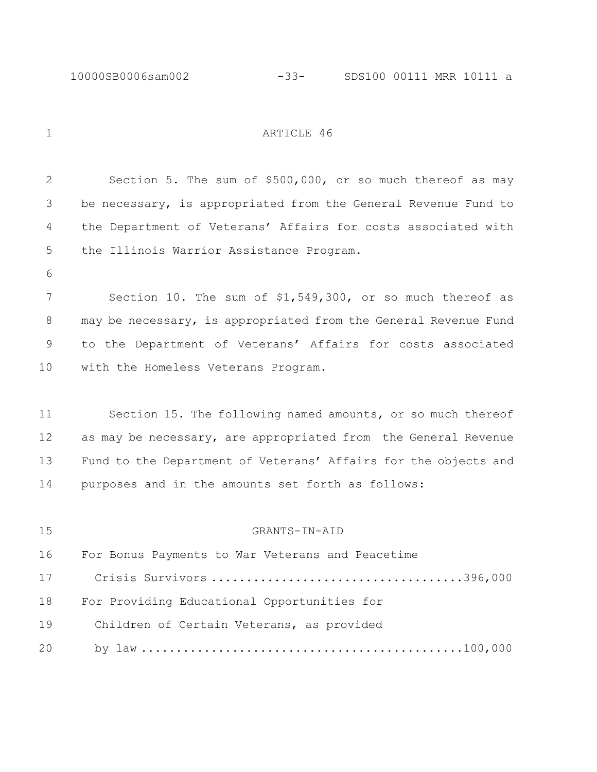ARTICLE 46

Section 5. The sum of $500,000, or so much thereof as may be necessary, is appropriated from the General Revenue Fund to the Department of Veterans' Affairs for costs associated with the Illinois Warrior Assistance Program.

Section 10. The sum of $1,549,300, or so much thereof as may be necessary, is appropriated from the General Revenue Fund to the Department of Veterans' Affairs for costs associated with the Homeless Veterans Program.

Section 15. The following named amounts, or so much thereof as may be necessary, are appropriated from the General Revenue Fund to the Department of Veterans' Affairs for the objects and purposes and in the amounts set forth as follows:

GRANTS-IN-AID

For Bonus Payments to War Veterans and Peacetime Crisis Survivors .................................... 396,000

For Providing Educational Opportunities for Children of Certain Veterans, as provided by law .............................................. 100,000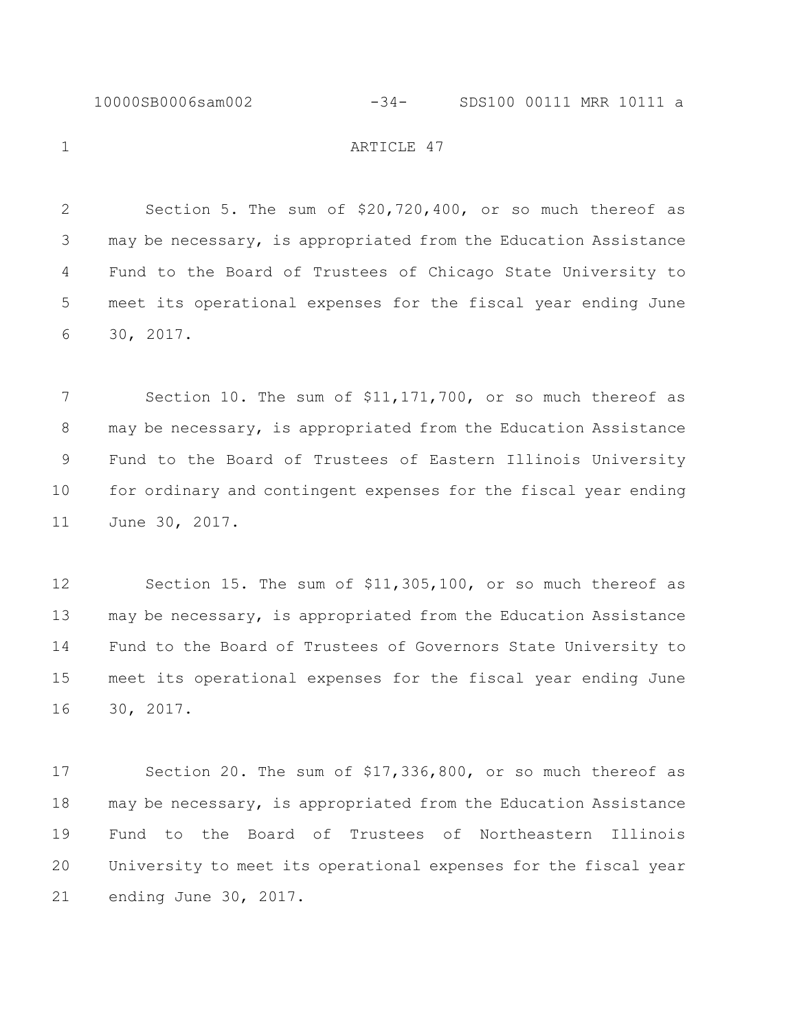ARTICLE 47

Section 5. The sum of $20,720,400, or so much thereof as may be necessary, is appropriated from the Education Assistance Fund to the Board of Trustees of Chicago State University to meet its operational expenses for the fiscal year ending June 30, 2017.

Section 10. The sum of $11,171,700, or so much thereof as may be necessary, is appropriated from the Education Assistance Fund to the Board of Trustees of Eastern Illinois University for ordinary and contingent expenses for the fiscal year ending June 30, 2017.

Section 15. The sum of $11,305,100, or so much thereof as may be necessary, is appropriated from the Education Assistance Fund to the Board of Trustees of Governors State University to meet its operational expenses for the fiscal year ending June 30, 2017.

Section 20. The sum of $17,336,800, or so much thereof as may be necessary, is appropriated from the Education Assistance Fund to the Board of Trustees of Northeastern Illinois University to meet its operational expenses for the fiscal year ending June 30, 2017.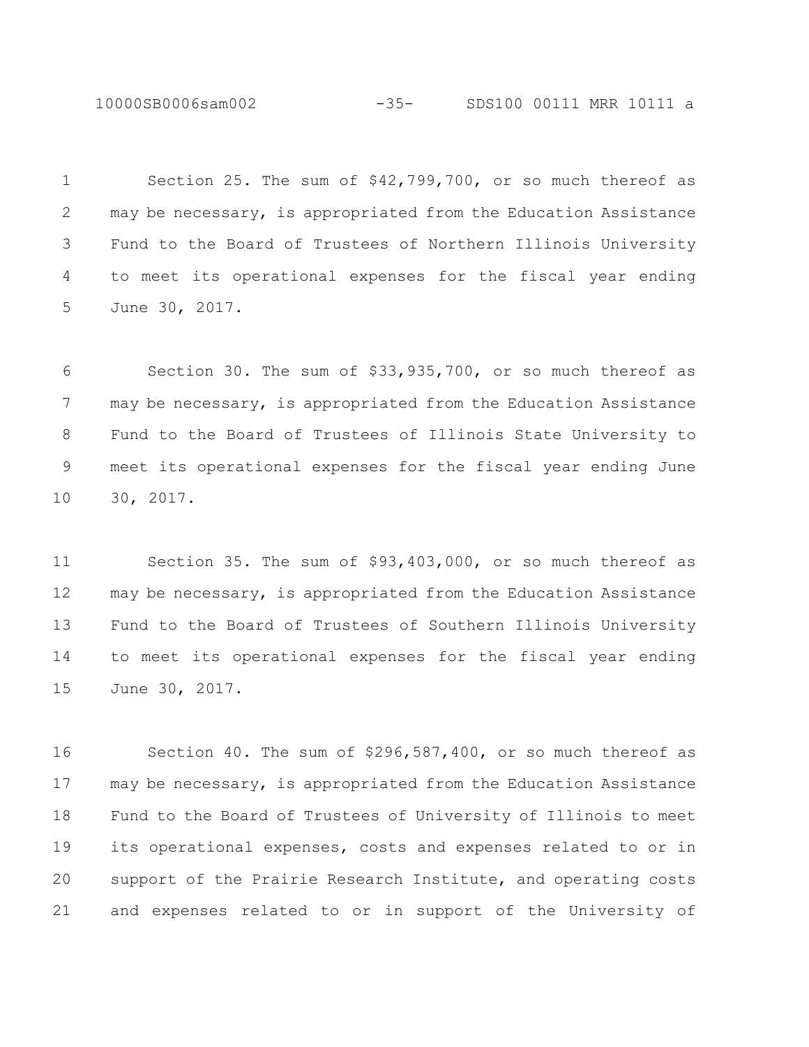Section 25. The sum of $42,799,700, or so much thereof as may be necessary, is appropriated from the Education Assistance Fund to the Board of Trustees of Northern Illinois University to meet its operational expenses for the fiscal year ending June 30, 2017.

Section 30. The sum of $33,935,700, or so much thereof as may be necessary, is appropriated from the Education Assistance Fund to the Board of Trustees of Illinois State University to meet its operational expenses for the fiscal year ending June 30, 2017.

Section 35. The sum of $93,403,000, or so much thereof as may be necessary, is appropriated from the Education Assistance Fund to the Board of Trustees of Southern Illinois University to meet its operational expenses for the fiscal year ending June 30, 2017.

Section 40. The sum of $296,587,400, or so much thereof as may be necessary, is appropriated from the Education Assistance Fund to the Board of Trustees of University of Illinois to meet its operational expenses, costs and expenses related to or in support of the Prairie Research Institute, and operating costs and expenses related to or in support of the University of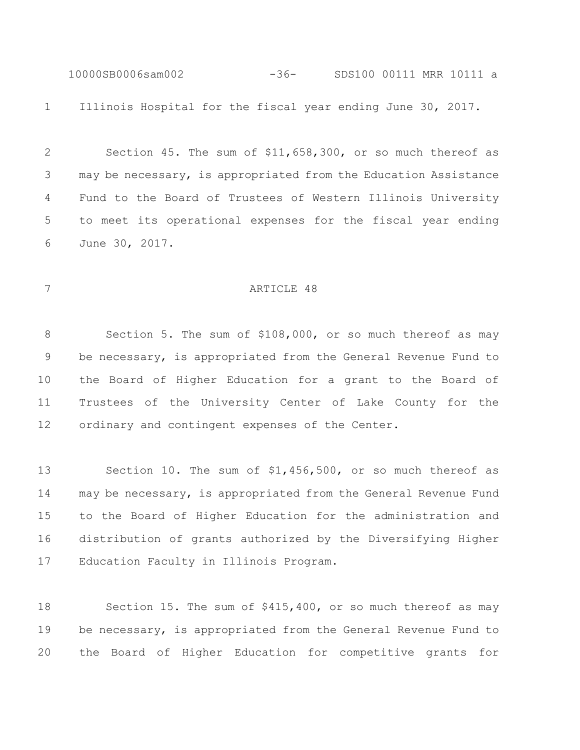Illinois Hospital for the fiscal year ending June 30, 2017.

Section 45. The sum of $11,658,300, or so much thereof as may be necessary, is appropriated from the Education Assistance Fund to the Board of Trustees of Western Illinois University to meet its operational expenses for the fiscal year ending June 30, 2017.

ARTICLE 48

Section 5. The sum of $108,000, or so much thereof as may be necessary, is appropriated from the General Revenue Fund to the Board of Higher Education for a grant to the Board of Trustees of the University Center of Lake County for the ordinary and contingent expenses of the Center.

Section 10. The sum of $1,456,500, or so much thereof as may be necessary, is appropriated from the General Revenue Fund to the Board of Higher Education for the administration and distribution of grants authorized by the Diversifying Higher Education Faculty in Illinois Program.

Section 15. The sum of $415,400, or so much thereof as may be necessary, is appropriated from the General Revenue Fund to the Board of Higher Education for competitive grants for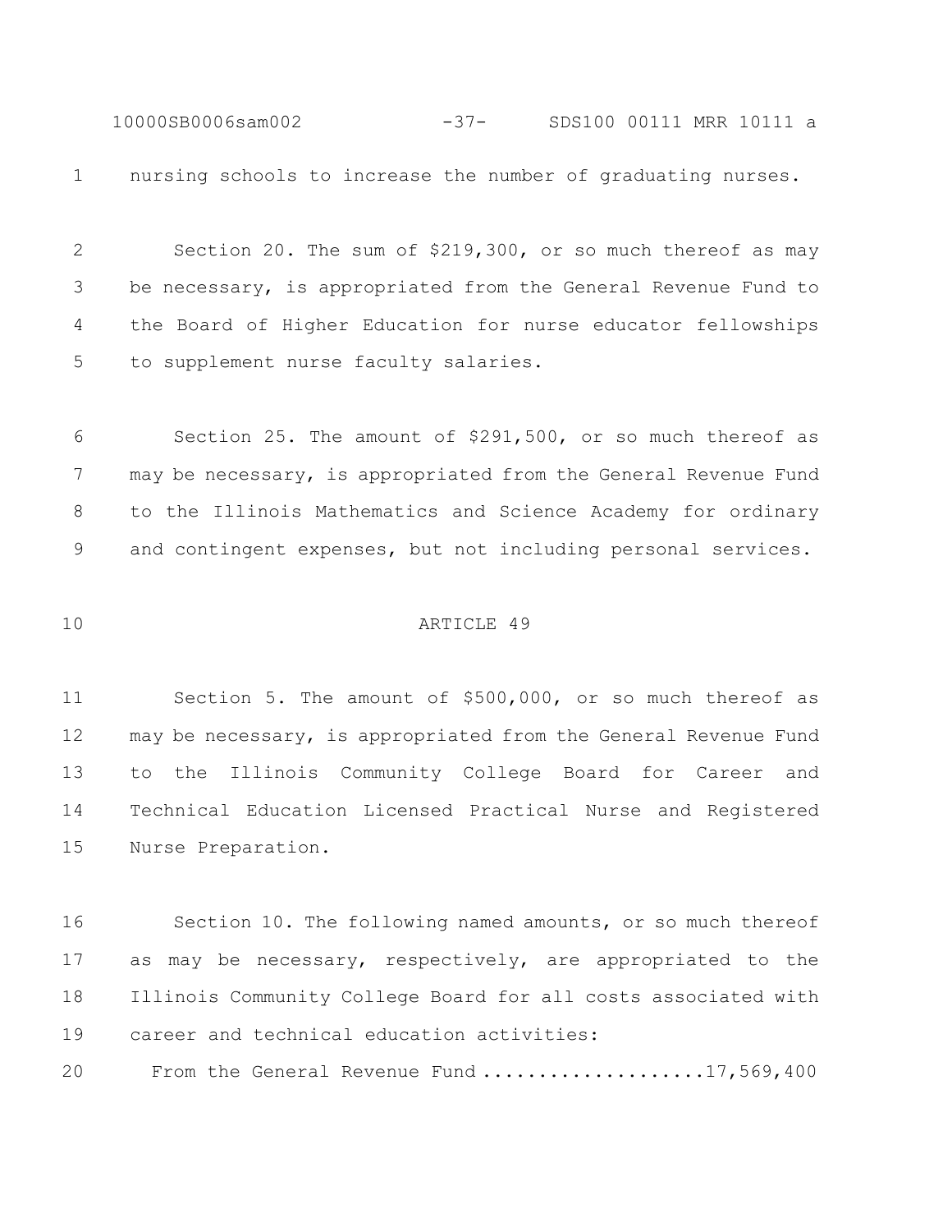nursing schools to increase the number of graduating nurses.

Section 20. The sum of $219,300, or so much thereof as may be necessary, is appropriated from the General Revenue Fund to the Board of Higher Education for nurse educator fellowships to supplement nurse faculty salaries.

Section 25. The amount of $291,500, or so much thereof as may be necessary, is appropriated from the General Revenue Fund to the Illinois Mathematics and Science Academy for ordinary and contingent expenses, but not including personal services.

## ARTICLE 49

Section 5. The amount of $500,000, or so much thereof as may be necessary, is appropriated from the General Revenue Fund to the Illinois Community College Board for Career and Technical Education Licensed Practical Nurse and Registered Nurse Preparation.

Section 10. The following named amounts, or so much thereof as may be necessary, respectively, are appropriated to the Illinois Community College Board for all costs associated with career and technical education activities:

From the General Revenue Fund ....................17,569,400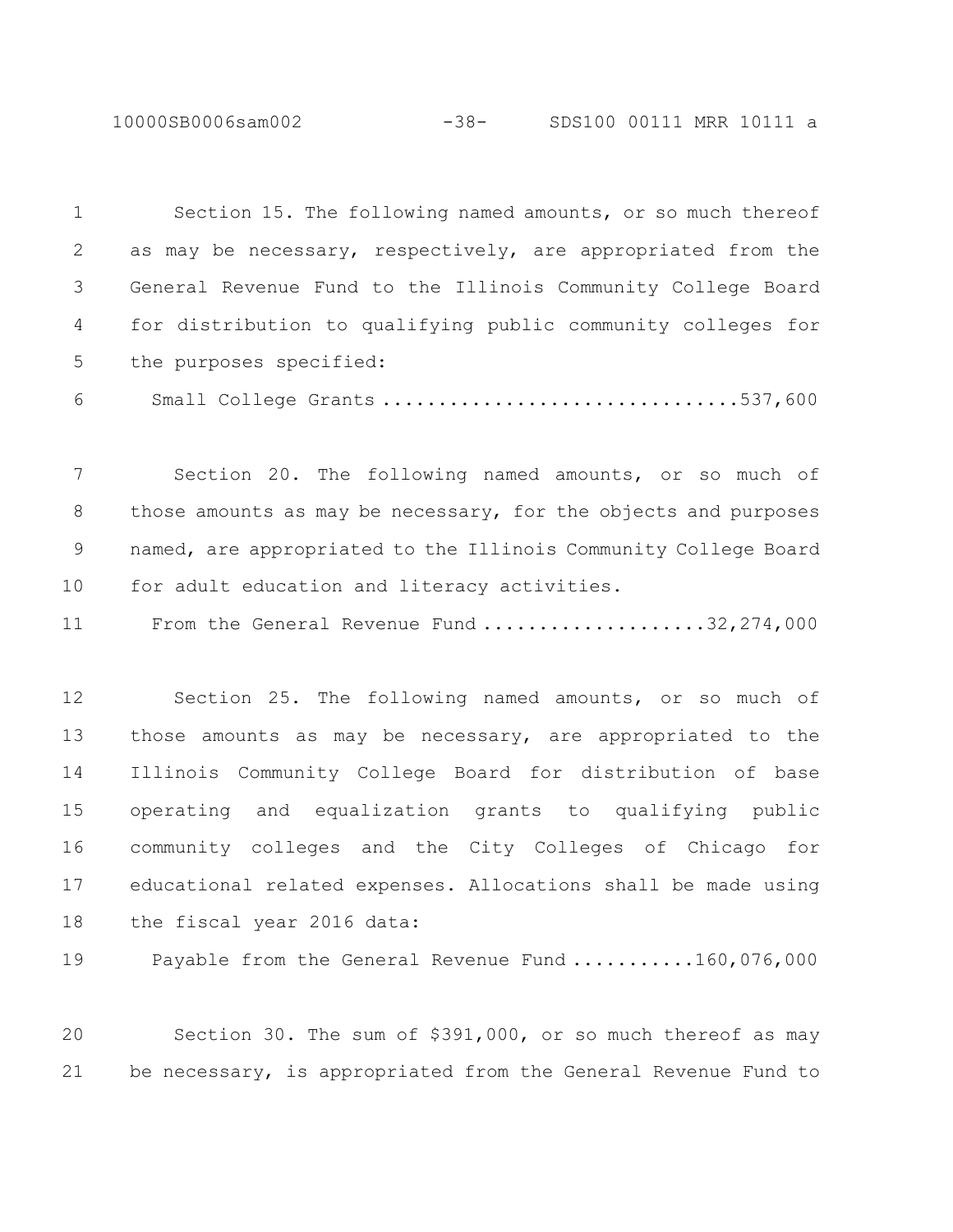Section 15. The following named amounts, or so much thereof as may be necessary, respectively, are appropriated from the General Revenue Fund to the Illinois Community College Board for distribution to qualifying public community colleges for the purposes specified:

Small College Grants ..............................537,600

Section 20. The following named amounts, or so much of those amounts as may be necessary, for the objects and purposes named, are appropriated to the Illinois Community College Board for adult education and literacy activities.

From the General Revenue Fund ....................32,274,000

Section 25. The following named amounts, or so much of those amounts as may be necessary, are appropriated to the Illinois Community College Board for distribution of base operating and equalization grants to qualifying public community colleges and the City Colleges of Chicago for educational related expenses. Allocations shall be made using the fiscal year 2016 data:

Payable from the General Revenue Fund ...........160,076,000

Section 30. The sum of $391,000, or so much thereof as may be necessary, is appropriated from the General Revenue Fund to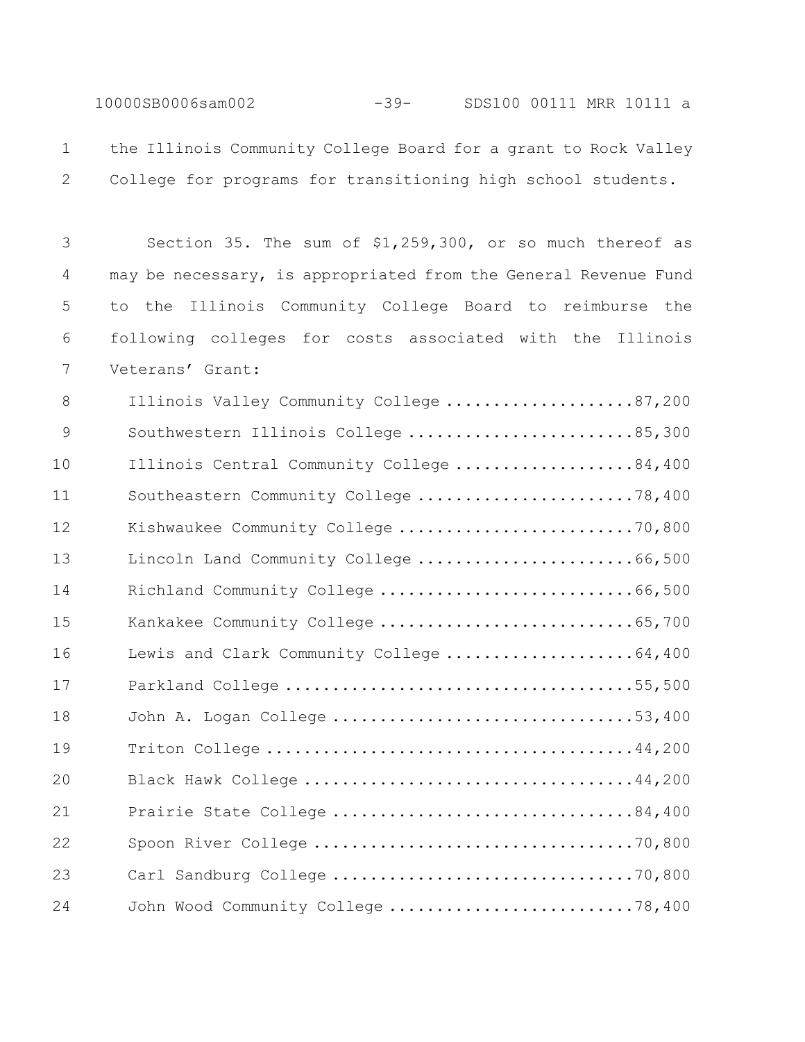the Illinois Community College Board for a grant to Rock Valley College for programs for transitioning high school students.

Section 35. The sum of $1,259,300, or so much thereof as may be necessary, is appropriated from the General Revenue Fund to the Illinois Community College Board to reimburse the following colleges for costs associated with the Illinois Veterans' Grant:

Illinois Valley Community College ....................87,200
Southwestern Illinois College ........................85,300
Illinois Central Community College ...................84,400
Southeastern Community College .......................78,400
Kishwaukee Community College .........................70,800
Lincoln Land Community College .......................66,500
Richland Community College ...........................66,500
Kankakee Community College ...........................65,700
Lewis and Clark Community College ....................64,400
Parkland College .....................................55,500
John A. Logan College ................................53,400
Triton College .......................................44,200
Black Hawk College ...................................44,200
Prairie State College ................................84,400
Spoon River College ..................................70,800
Carl Sandburg College ................................70,800
John Wood Community College ..........................78,400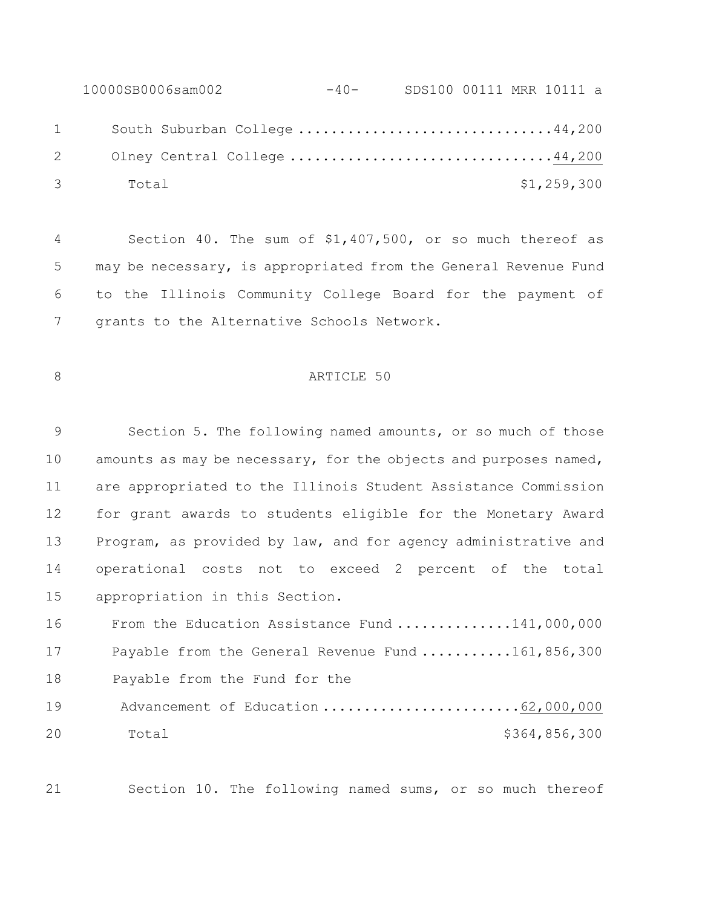South Suburban College ..............................44,200

Olney Central College ...............................44,200

Total $1,259,300

Section 40. The sum of $1,407,500, or so much thereof as may be necessary, is appropriated from the General Revenue Fund to the Illinois Community College Board for the payment of grants to the Alternative Schools Network.

ARTICLE 50

Section 5. The following named amounts, or so much of those amounts as may be necessary, for the objects and purposes named, are appropriated to the Illinois Student Assistance Commission for grant awards to students eligible for the Monetary Award Program, as provided by law, and for agency administrative and operational costs not to exceed 2 percent of the total appropriation in this Section.

From the Education Assistance Fund ..............141,000,000

Payable from the General Revenue Fund ...........161,856,300

Payable from the Fund for the Advancement of Education ........................62,000,000

Total $364,856,300

Section 10. The following named sums, or so much thereof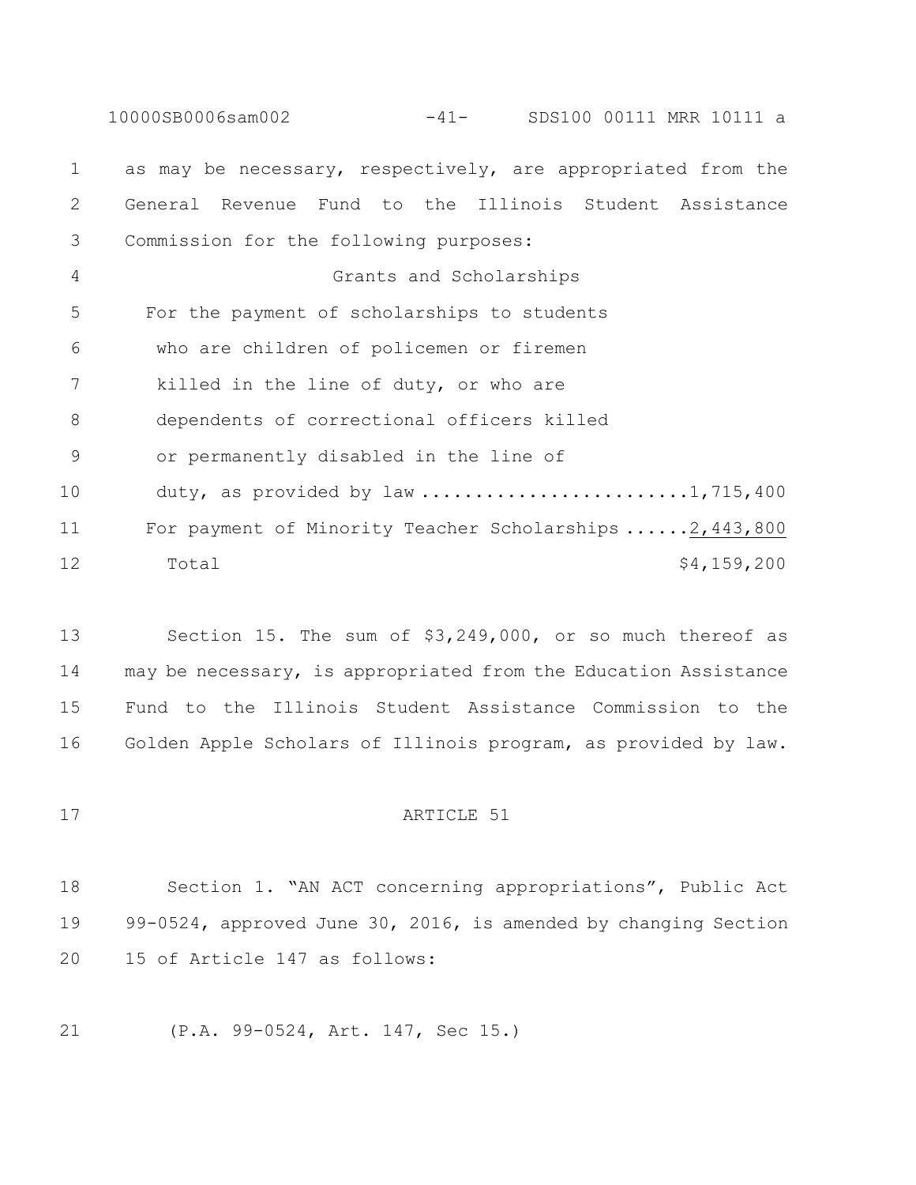as may be necessary, respectively, are appropriated from the General Revenue Fund to the Illinois Student Assistance Commission for the following purposes:

Grants and Scholarships

| | |
|---|---|
| For the payment of scholarships to students who are children of policemen or firemen killed in the line of duty, or who are dependents of correctional officers killed or permanently disabled in the line of duty, as provided by law | 1,715,400 |
| For payment of Minority Teacher Scholarships | 2,443,800 |
| Total | $4,159,200 |

Section 15. The sum of $3,249,000, or so much thereof as may be necessary, is appropriated from the Education Assistance Fund to the Illinois Student Assistance Commission to the Golden Apple Scholars of Illinois program, as provided by law.

ARTICLE 51

Section 1. "AN ACT concerning appropriations", Public Act 99-0524, approved June 30, 2016, is amended by changing Section 15 of Article 147 as follows:

(P.A. 99-0524, Art. 147, Sec 15.)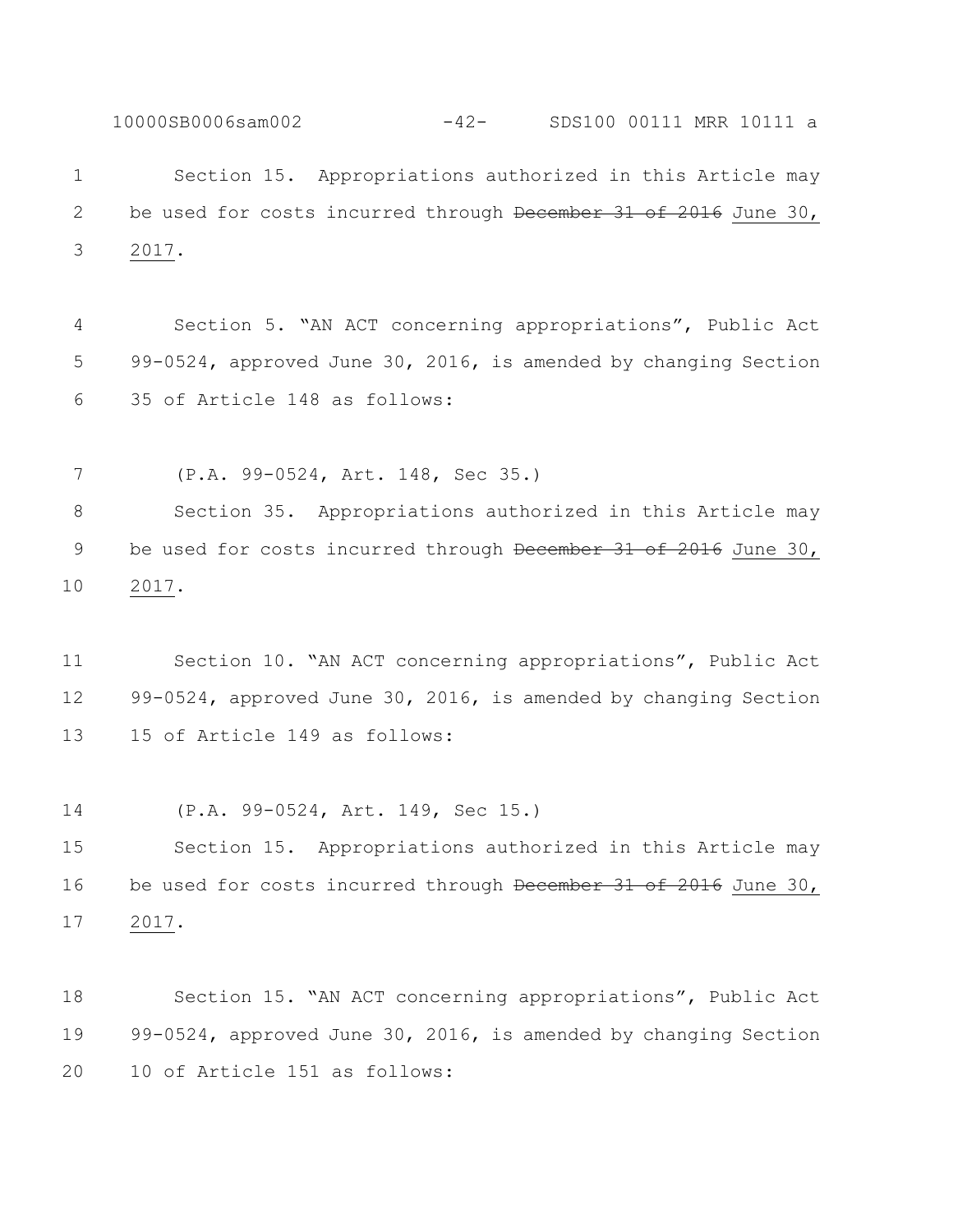Section 15. Appropriations authorized in this Article may be used for costs incurred through ~~December 31 of 2016~~ <u>June 30, 2017</u>.

Section 5. "AN ACT concerning appropriations", Public Act 99-0524, approved June 30, 2016, is amended by changing Section 35 of Article 148 as follows:

(P.A. 99-0524, Art. 148, Sec 35.)

Section 35. Appropriations authorized in this Article may be used for costs incurred through ~~December 31 of 2016~~ <u>June 30, 2017</u>.

Section 10. "AN ACT concerning appropriations", Public Act 99-0524, approved June 30, 2016, is amended by changing Section 15 of Article 149 as follows:

(P.A. 99-0524, Art. 149, Sec 15.)

Section 15. Appropriations authorized in this Article may be used for costs incurred through ~~December 31 of 2016~~ <u>June 30, 2017</u>.

Section 15. "AN ACT concerning appropriations", Public Act 99-0524, approved June 30, 2016, is amended by changing Section 10 of Article 151 as follows: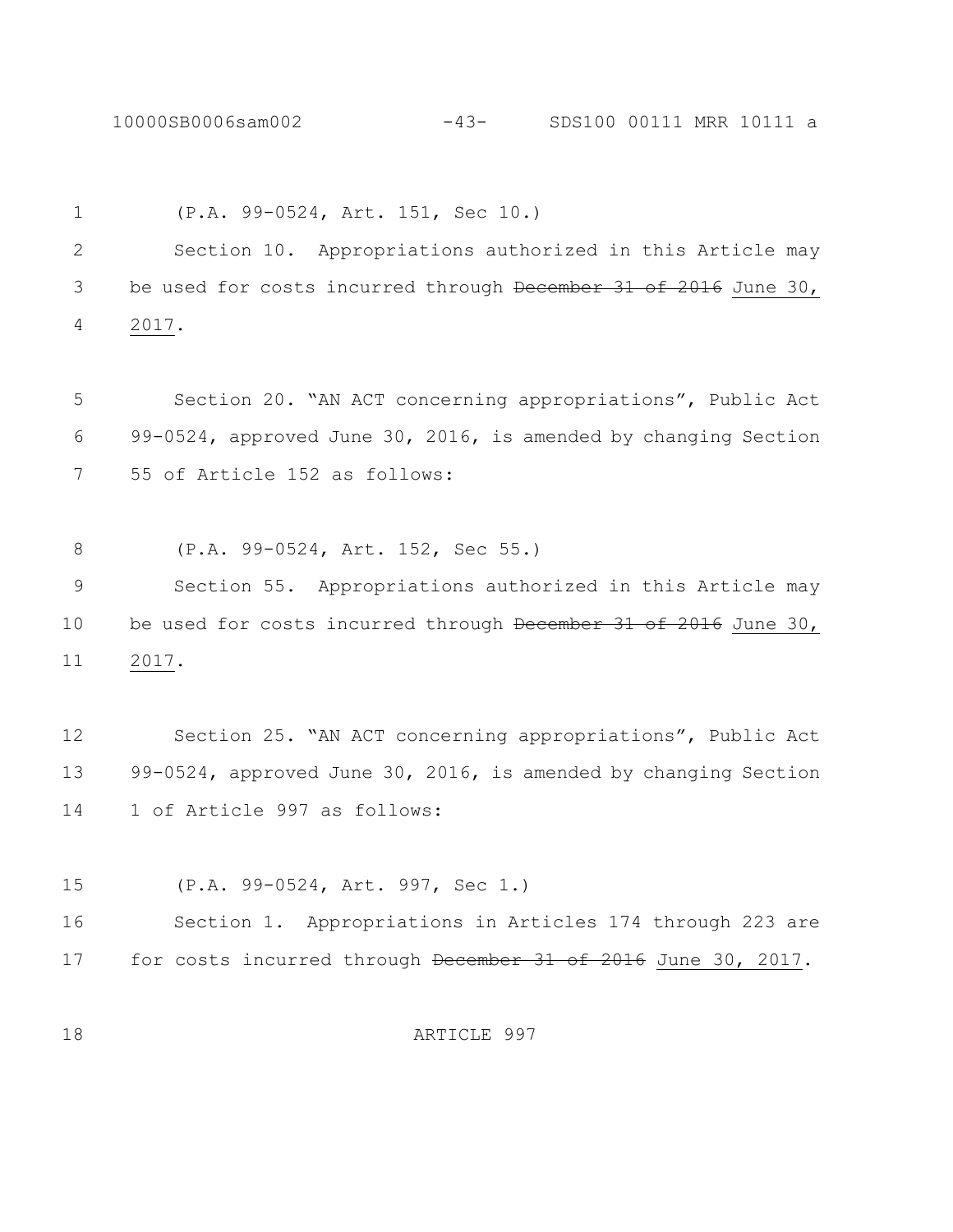(P.A. 99-0524, Art. 151, Sec 10.)

Section 10. Appropriations authorized in this Article may be used for costs incurred through ~~December 31 of 2016~~ June 30, 2017.

Section 20. "AN ACT concerning appropriations", Public Act 99-0524, approved June 30, 2016, is amended by changing Section 55 of Article 152 as follows:

(P.A. 99-0524, Art. 152, Sec 55.)

Section 55. Appropriations authorized in this Article may be used for costs incurred through ~~December 31 of 2016~~ June 30, 2017.

Section 25. "AN ACT concerning appropriations", Public Act 99-0524, approved June 30, 2016, is amended by changing Section 1 of Article 997 as follows:

(P.A. 99-0524, Art. 997, Sec 1.)

Section 1. Appropriations in Articles 174 through 223 are for costs incurred through ~~December 31 of 2016~~ June 30, 2017.

ARTICLE 997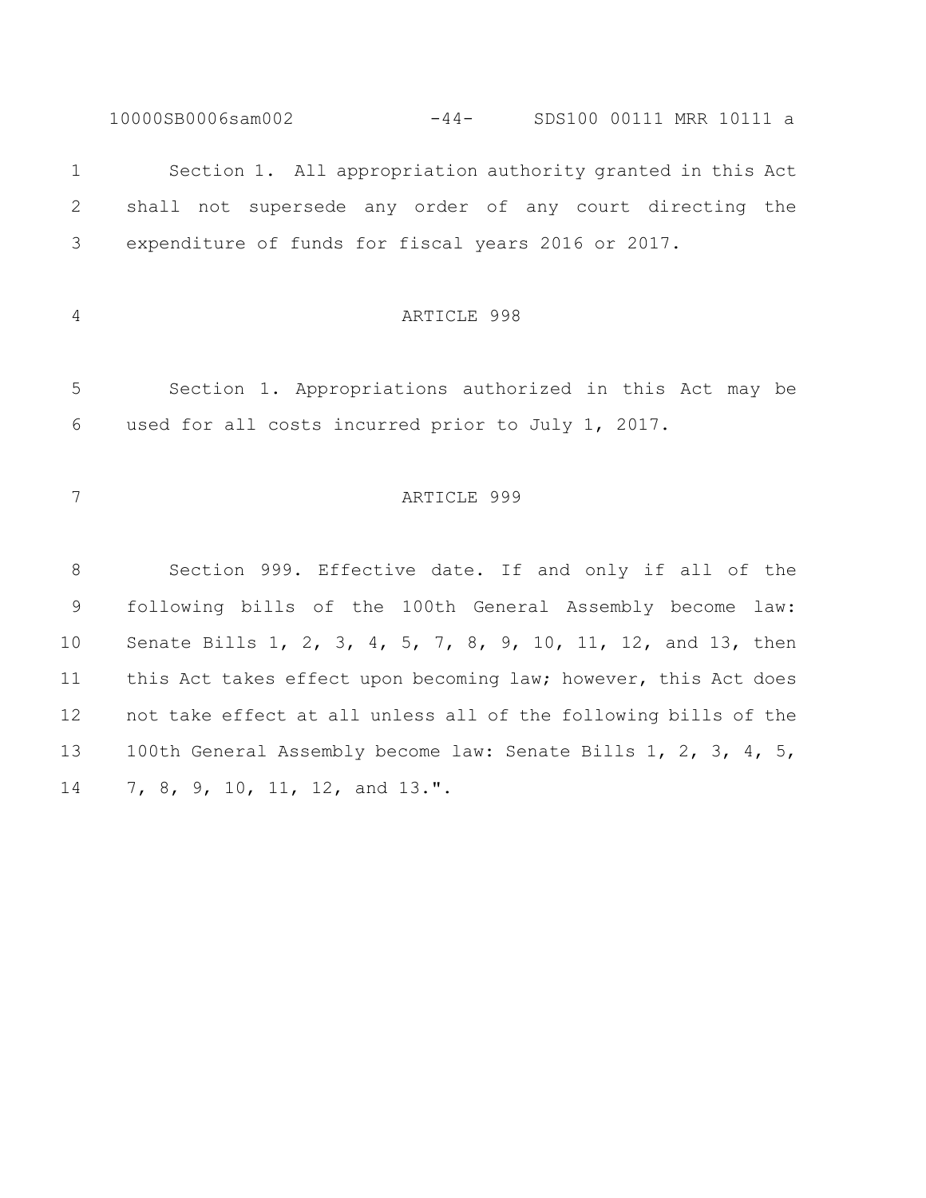Section 1. All appropriation authority granted in this Act shall not supersede any order of any court directing the expenditure of funds for fiscal years 2016 or 2017.

ARTICLE 998

Section 1. Appropriations authorized in this Act may be used for all costs incurred prior to July 1, 2017.

ARTICLE 999

Section 999. Effective date. If and only if all of the following bills of the 100th General Assembly become law: Senate Bills 1, 2, 3, 4, 5, 7, 8, 9, 10, 11, 12, and 13, then this Act takes effect upon becoming law; however, this Act does not take effect at all unless all of the following bills of the 100th General Assembly become law: Senate Bills 1, 2, 3, 4, 5, 7, 8, 9, 10, 11, 12, and 13.".